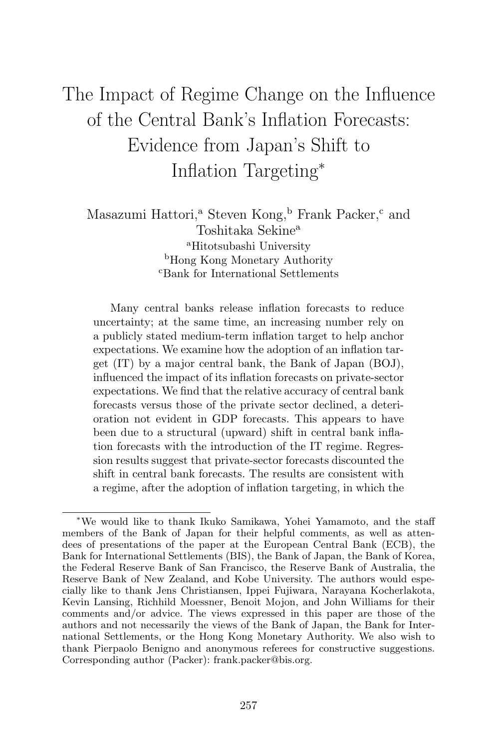# The Impact of Regime Change on the Influence of the Central Bank's Inflation Forecasts: Evidence from Japan's Shift to Inflation Targeting*

Masazumi Hattori,[a] Steven Kong,[b] Frank Packer,[c] and Toshitaka Sekine[a]

[a]Hitotsubashi University
[b]Hong Kong Monetary Authority
[c]Bank for International Settlements

Many central banks release inflation forecasts to reduce uncertainty; at the same time, an increasing number rely on a publicly stated medium-term inflation target to help anchor expectations. We examine how the adoption of an inflation target (IT) by a major central bank, the Bank of Japan (BOJ), influenced the impact of its inflation forecasts on private-sector expectations. We find that the relative accuracy of central bank forecasts versus those of the private sector declined, a deterioration not evident in GDP forecasts. This appears to have been due to a structural (upward) shift in central bank inflation forecasts with the introduction of the IT regime. Regression results suggest that private-sector forecasts discounted the shift in central bank forecasts. The results are consistent with a regime, after the adoption of inflation targeting, in which the

---

*We would like to thank Ikuko Samikawa, Yohei Yamamoto, and the staff members of the Bank of Japan for their helpful comments, as well as attendees of presentations of the paper at the European Central Bank (ECB), the Bank for International Settlements (BIS), the Bank of Japan, the Bank of Korea, the Federal Reserve Bank of San Francisco, the Reserve Bank of Australia, the Reserve Bank of New Zealand, and Kobe University. The authors would especially like to thank Jens Christiansen, Ippei Fujiwara, Narayana Kocherlakota, Kevin Lansing, Richhild Moessner, Benoit Mojon, and John Williams for their comments and/or advice. The views expressed in this paper are those of the authors and not necessarily the views of the Bank of Japan, the Bank for International Settlements, or the Hong Kong Monetary Authority. We also wish to thank Pierpaolo Benigno and anonymous referees for constructive suggestions. Corresponding author (Packer): frank.packer@bis.org.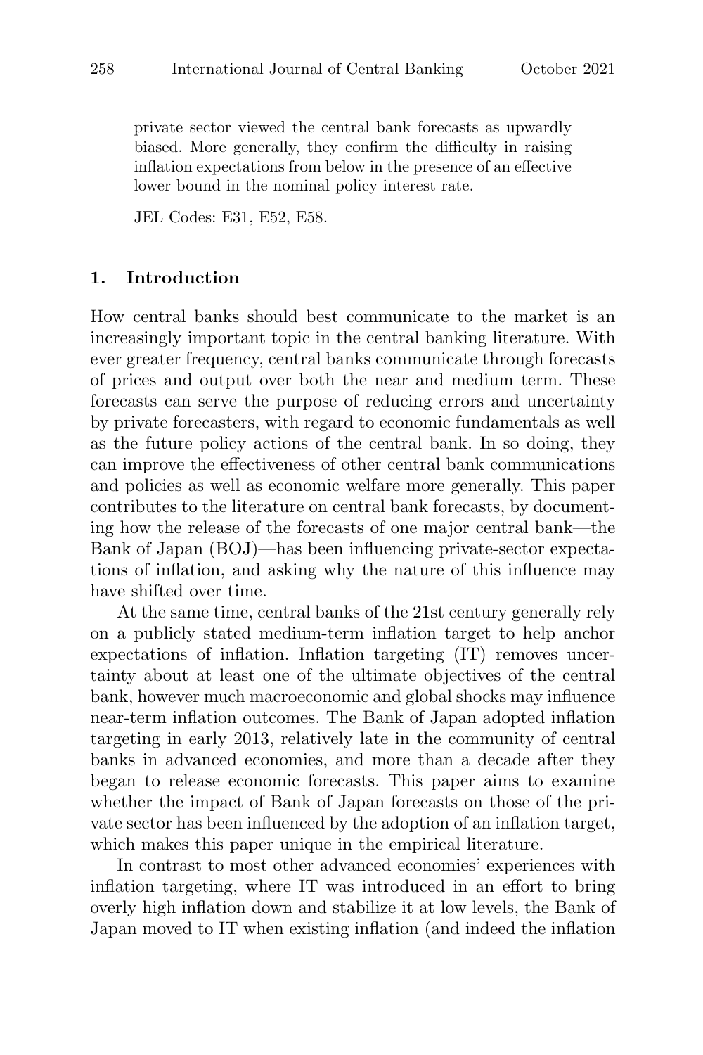private sector viewed the central bank forecasts as upwardly biased. More generally, they confirm the difficulty in raising inflation expectations from below in the presence of an effective lower bound in the nominal policy interest rate.

JEL Codes: E31, E52, E58.

## 1. Introduction

How central banks should best communicate to the market is an increasingly important topic in the central banking literature. With ever greater frequency, central banks communicate through forecasts of prices and output over both the near and medium term. These forecasts can serve the purpose of reducing errors and uncertainty by private forecasters, with regard to economic fundamentals as well as the future policy actions of the central bank. In so doing, they can improve the effectiveness of other central bank communications and policies as well as economic welfare more generally. This paper contributes to the literature on central bank forecasts, by documenting how the release of the forecasts of one major central bank—the Bank of Japan (BOJ)—has been influencing private-sector expectations of inflation, and asking why the nature of this influence may have shifted over time.

At the same time, central banks of the 21st century generally rely on a publicly stated medium-term inflation target to help anchor expectations of inflation. Inflation targeting (IT) removes uncertainty about at least one of the ultimate objectives of the central bank, however much macroeconomic and global shocks may influence near-term inflation outcomes. The Bank of Japan adopted inflation targeting in early 2013, relatively late in the community of central banks in advanced economies, and more than a decade after they began to release economic forecasts. This paper aims to examine whether the impact of Bank of Japan forecasts on those of the private sector has been influenced by the adoption of an inflation target, which makes this paper unique in the empirical literature.

In contrast to most other advanced economies' experiences with inflation targeting, where IT was introduced in an effort to bring overly high inflation down and stabilize it at low levels, the Bank of Japan moved to IT when existing inflation (and indeed the inflation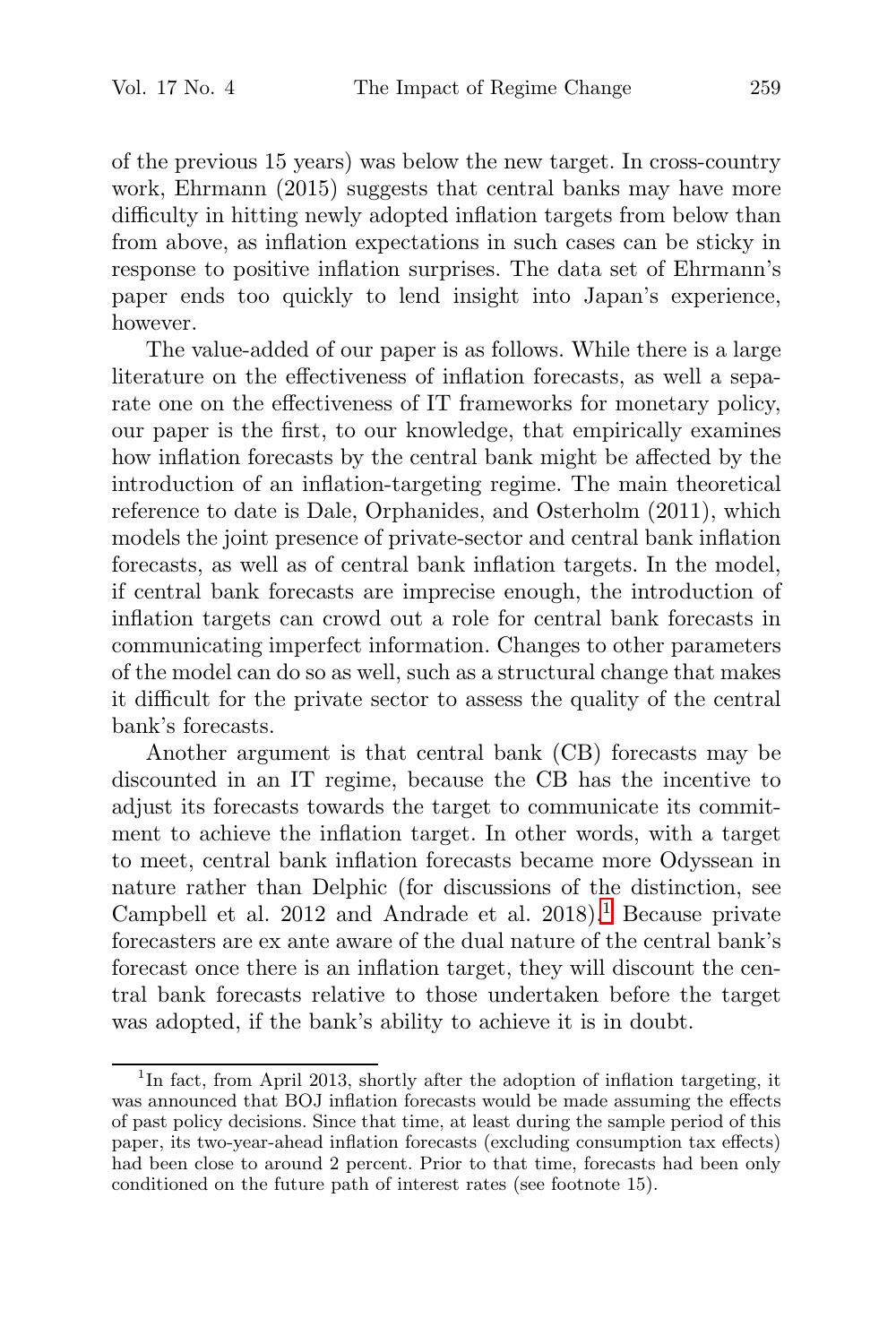of the previous 15 years) was below the new target. In cross-country work, Ehrmann (2015) suggests that central banks may have more difficulty in hitting newly adopted inflation targets from below than from above, as inflation expectations in such cases can be sticky in response to positive inflation surprises. The data set of Ehrmann's paper ends too quickly to lend insight into Japan's experience, however.

The value-added of our paper is as follows. While there is a large literature on the effectiveness of inflation forecasts, as well a separate one on the effectiveness of IT frameworks for monetary policy, our paper is the first, to our knowledge, that empirically examines how inflation forecasts by the central bank might be affected by the introduction of an inflation-targeting regime. The main theoretical reference to date is Dale, Orphanides, and Osterholm (2011), which models the joint presence of private-sector and central bank inflation forecasts, as well as of central bank inflation targets. In the model, if central bank forecasts are imprecise enough, the introduction of inflation targets can crowd out a role for central bank forecasts in communicating imperfect information. Changes to other parameters of the model can do so as well, such as a structural change that makes it difficult for the private sector to assess the quality of the central bank's forecasts.

Another argument is that central bank (CB) forecasts may be discounted in an IT regime, because the CB has the incentive to adjust its forecasts towards the target to communicate its commitment to achieve the inflation target. In other words, with a target to meet, central bank inflation forecasts became more Odyssean in nature rather than Delphic (for discussions of the distinction, see Campbell et al. 2012 and Andrade et al. 2018).[1] Because private forecasters are ex ante aware of the dual nature of the central bank's forecast once there is an inflation target, they will discount the central bank forecasts relative to those undertaken before the target was adopted, if the bank's ability to achieve it is in doubt.

[1] In fact, from April 2013, shortly after the adoption of inflation targeting, it was announced that BOJ inflation forecasts would be made assuming the effects of past policy decisions. Since that time, at least during the sample period of this paper, its two-year-ahead inflation forecasts (excluding consumption tax effects) had been close to around 2 percent. Prior to that time, forecasts had been only conditioned on the future path of interest rates (see footnote 15).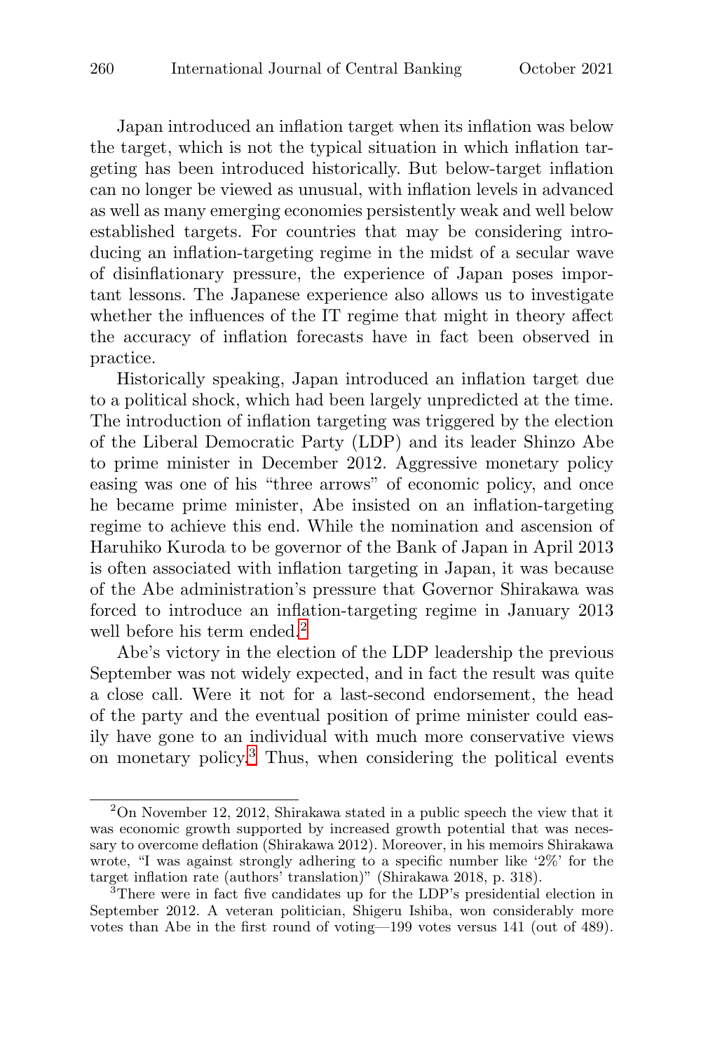Japan introduced an inflation target when its inflation was below the target, which is not the typical situation in which inflation targeting has been introduced historically. But below-target inflation can no longer be viewed as unusual, with inflation levels in advanced as well as many emerging economies persistently weak and well below established targets. For countries that may be considering introducing an inflation-targeting regime in the midst of a secular wave of disinflationary pressure, the experience of Japan poses important lessons. The Japanese experience also allows us to investigate whether the influences of the IT regime that might in theory affect the accuracy of inflation forecasts have in fact been observed in practice.

Historically speaking, Japan introduced an inflation target due to a political shock, which had been largely unpredicted at the time. The introduction of inflation targeting was triggered by the election of the Liberal Democratic Party (LDP) and its leader Shinzo Abe to prime minister in December 2012. Aggressive monetary policy easing was one of his "three arrows" of economic policy, and once he became prime minister, Abe insisted on an inflation-targeting regime to achieve this end. While the nomination and ascension of Haruhiko Kuroda to be governor of the Bank of Japan in April 2013 is often associated with inflation targeting in Japan, it was because of the Abe administration's pressure that Governor Shirakawa was forced to introduce an inflation-targeting regime in January 2013 well before his term ended.[2]

Abe's victory in the election of the LDP leadership the previous September was not widely expected, and in fact the result was quite a close call. Were it not for a last-second endorsement, the head of the party and the eventual position of prime minister could easily have gone to an individual with much more conservative views on monetary policy.[3] Thus, when considering the political events

---

[2] On November 12, 2012, Shirakawa stated in a public speech the view that it was economic growth supported by increased growth potential that was necessary to overcome deflation (Shirakawa 2012). Moreover, in his memoirs Shirakawa wrote, "I was against strongly adhering to a specific number like '2%' for the target inflation rate (authors' translation)" (Shirakawa 2018, p. 318).

[3] There were in fact five candidates up for the LDP's presidential election in September 2012. A veteran politician, Shigeru Ishiba, won considerably more votes than Abe in the first round of voting—199 votes versus 141 (out of 489).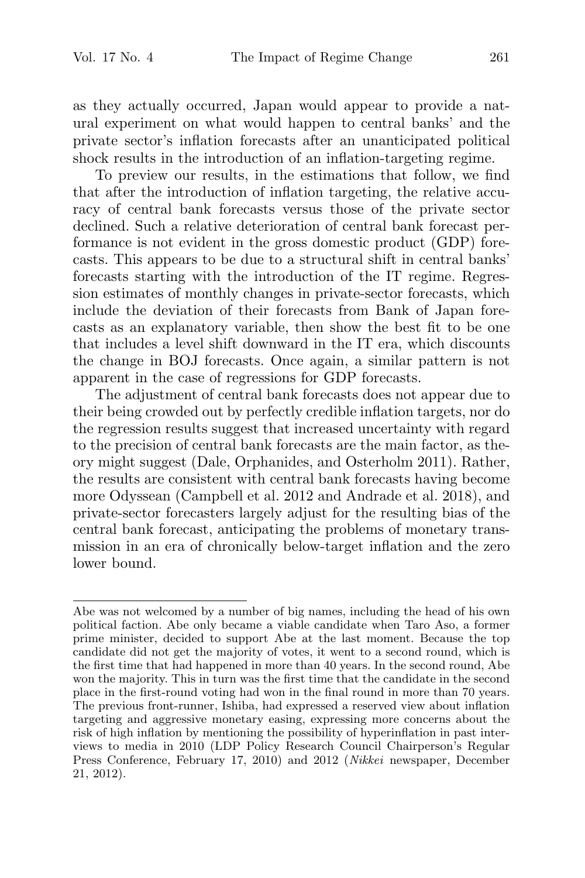as they actually occurred, Japan would appear to provide a natural experiment on what would happen to central banks' and the private sector's inflation forecasts after an unanticipated political shock results in the introduction of an inflation-targeting regime.

To preview our results, in the estimations that follow, we find that after the introduction of inflation targeting, the relative accuracy of central bank forecasts versus those of the private sector declined. Such a relative deterioration of central bank forecast performance is not evident in the gross domestic product (GDP) forecasts. This appears to be due to a structural shift in central banks' forecasts starting with the introduction of the IT regime. Regression estimates of monthly changes in private-sector forecasts, which include the deviation of their forecasts from Bank of Japan forecasts as an explanatory variable, then show the best fit to be one that includes a level shift downward in the IT era, which discounts the change in BOJ forecasts. Once again, a similar pattern is not apparent in the case of regressions for GDP forecasts.

The adjustment of central bank forecasts does not appear due to their being crowded out by perfectly credible inflation targets, nor do the regression results suggest that increased uncertainty with regard to the precision of central bank forecasts are the main factor, as theory might suggest (Dale, Orphanides, and Osterholm 2011). Rather, the results are consistent with central bank forecasts having become more Odyssean (Campbell et al. 2012 and Andrade et al. 2018), and private-sector forecasters largely adjust for the resulting bias of the central bank forecast, anticipating the problems of monetary transmission in an era of chronically below-target inflation and the zero lower bound.

---

Abe was not welcomed by a number of big names, including the head of his own political faction. Abe only became a viable candidate when Taro Aso, a former prime minister, decided to support Abe at the last moment. Because the top candidate did not get the majority of votes, it went to a second round, which is the first time that had happened in more than 40 years. In the second round, Abe won the majority. This in turn was the first time that the candidate in the second place in the first-round voting had won in the final round in more than 70 years. The previous front-runner, Ishiba, had expressed a reserved view about inflation targeting and aggressive monetary easing, expressing more concerns about the risk of high inflation by mentioning the possibility of hyperinflation in past interviews to media in 2010 (LDP Policy Research Council Chairperson's Regular Press Conference, February 17, 2010) and 2012 (*Nikkei* newspaper, December 21, 2012).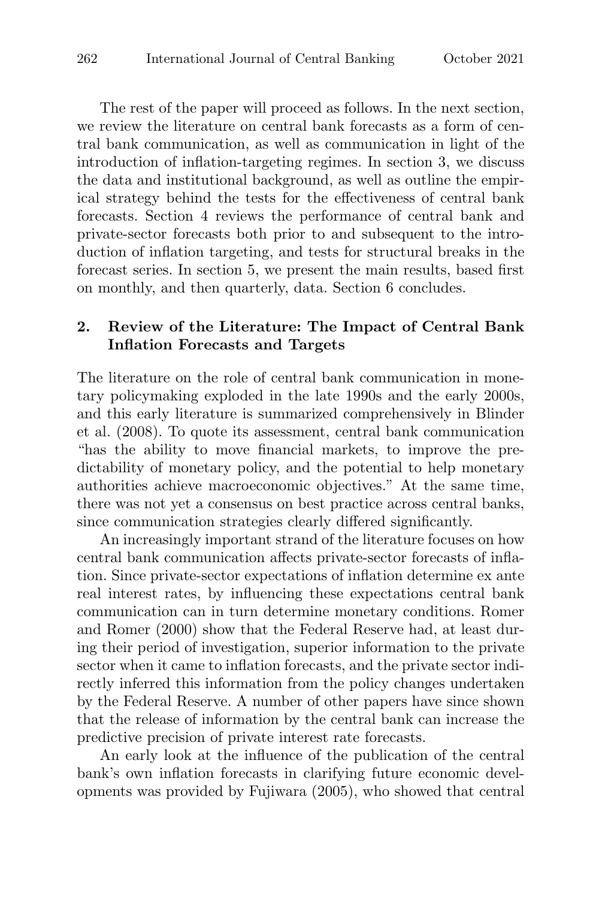The rest of the paper will proceed as follows. In the next section, we review the literature on central bank forecasts as a form of central bank communication, as well as communication in light of the introduction of inflation-targeting regimes. In section 3, we discuss the data and institutional background, as well as outline the empirical strategy behind the tests for the effectiveness of central bank forecasts. Section 4 reviews the performance of central bank and private-sector forecasts both prior to and subsequent to the introduction of inflation targeting, and tests for structural breaks in the forecast series. In section 5, we present the main results, based first on monthly, and then quarterly, data. Section 6 concludes.

## 2. Review of the Literature: The Impact of Central Bank Inflation Forecasts and Targets

The literature on the role of central bank communication in monetary policymaking exploded in the late 1990s and the early 2000s, and this early literature is summarized comprehensively in Blinder et al. (2008). To quote its assessment, central bank communication "has the ability to move financial markets, to improve the predictability of monetary policy, and the potential to help monetary authorities achieve macroeconomic objectives." At the same time, there was not yet a consensus on best practice across central banks, since communication strategies clearly differed significantly.

An increasingly important strand of the literature focuses on how central bank communication affects private-sector forecasts of inflation. Since private-sector expectations of inflation determine ex ante real interest rates, by influencing these expectations central bank communication can in turn determine monetary conditions. Romer and Romer (2000) show that the Federal Reserve had, at least during their period of investigation, superior information to the private sector when it came to inflation forecasts, and the private sector indirectly inferred this information from the policy changes undertaken by the Federal Reserve. A number of other papers have since shown that the release of information by the central bank can increase the predictive precision of private interest rate forecasts.

An early look at the influence of the publication of the central bank's own inflation forecasts in clarifying future economic developments was provided by Fujiwara (2005), who showed that central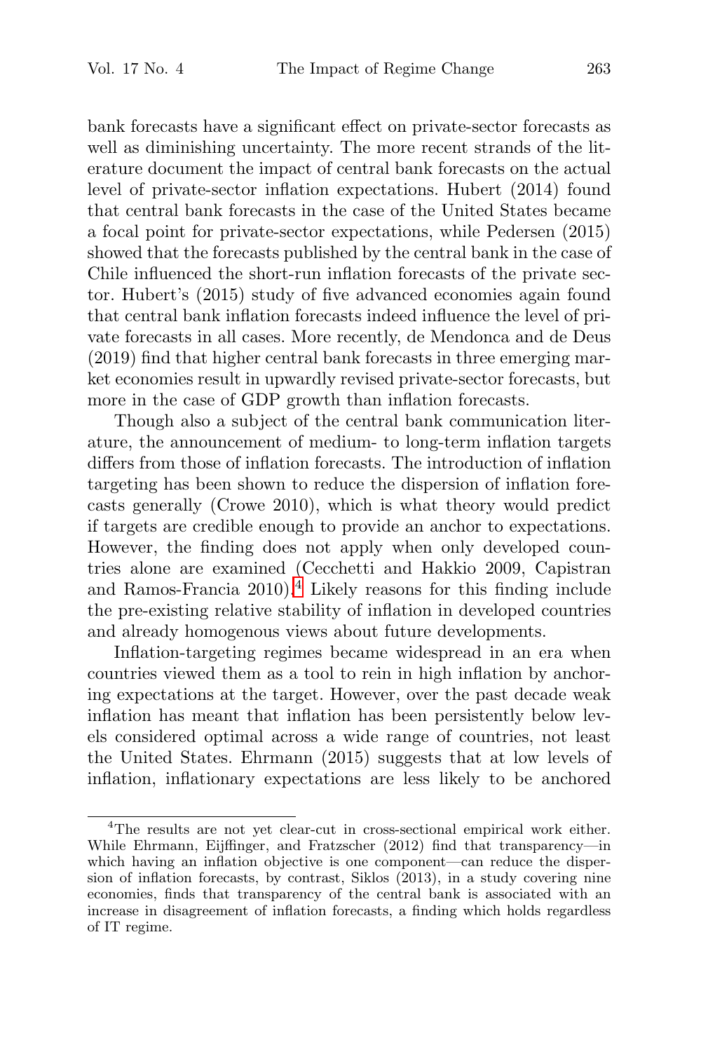bank forecasts have a significant effect on private-sector forecasts as well as diminishing uncertainty. The more recent strands of the literature document the impact of central bank forecasts on the actual level of private-sector inflation expectations. Hubert (2014) found that central bank forecasts in the case of the United States became a focal point for private-sector expectations, while Pedersen (2015) showed that the forecasts published by the central bank in the case of Chile influenced the short-run inflation forecasts of the private sector. Hubert's (2015) study of five advanced economies again found that central bank inflation forecasts indeed influence the level of private forecasts in all cases. More recently, de Mendonca and de Deus (2019) find that higher central bank forecasts in three emerging market economies result in upwardly revised private-sector forecasts, but more in the case of GDP growth than inflation forecasts.

Though also a subject of the central bank communication literature, the announcement of medium- to long-term inflation targets differs from those of inflation forecasts. The introduction of inflation targeting has been shown to reduce the dispersion of inflation forecasts generally (Crowe 2010), which is what theory would predict if targets are credible enough to provide an anchor to expectations. However, the finding does not apply when only developed countries alone are examined (Cecchetti and Hakkio 2009, Capistran and Ramos-Francia 2010).[4] Likely reasons for this finding include the pre-existing relative stability of inflation in developed countries and already homogenous views about future developments.

Inflation-targeting regimes became widespread in an era when countries viewed them as a tool to rein in high inflation by anchoring expectations at the target. However, over the past decade weak inflation has meant that inflation has been persistently below levels considered optimal across a wide range of countries, not least the United States. Ehrmann (2015) suggests that at low levels of inflation, inflationary expectations are less likely to be anchored

---

[4] The results are not yet clear-cut in cross-sectional empirical work either. While Ehrmann, Eijffinger, and Fratzscher (2012) find that transparency—in which having an inflation objective is one component—can reduce the dispersion of inflation forecasts, by contrast, Siklos (2013), in a study covering nine economies, finds that transparency of the central bank is associated with an increase in disagreement of inflation forecasts, a finding which holds regardless of IT regime.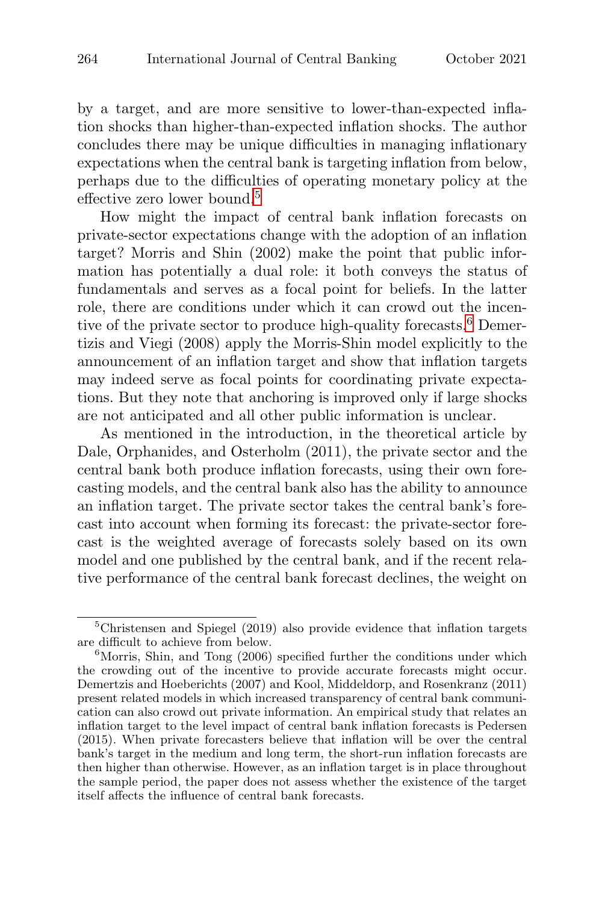by a target, and are more sensitive to lower-than-expected inflation shocks than higher-than-expected inflation shocks. The author concludes there may be unique difficulties in managing inflationary expectations when the central bank is targeting inflation from below, perhaps due to the difficulties of operating monetary policy at the effective zero lower bound.[5]

How might the impact of central bank inflation forecasts on private-sector expectations change with the adoption of an inflation target? Morris and Shin (2002) make the point that public information has potentially a dual role: it both conveys the status of fundamentals and serves as a focal point for beliefs. In the latter role, there are conditions under which it can crowd out the incentive of the private sector to produce high-quality forecasts.[6] Demertzis and Viegi (2008) apply the Morris-Shin model explicitly to the announcement of an inflation target and show that inflation targets may indeed serve as focal points for coordinating private expectations. But they note that anchoring is improved only if large shocks are not anticipated and all other public information is unclear.

As mentioned in the introduction, in the theoretical article by Dale, Orphanides, and Osterholm (2011), the private sector and the central bank both produce inflation forecasts, using their own forecasting models, and the central bank also has the ability to announce an inflation target. The private sector takes the central bank's forecast into account when forming its forecast: the private-sector forecast is the weighted average of forecasts solely based on its own model and one published by the central bank, and if the recent relative performance of the central bank forecast declines, the weight on

[5] Christensen and Spiegel (2019) also provide evidence that inflation targets are difficult to achieve from below.

[6] Morris, Shin, and Tong (2006) specified further the conditions under which the crowding out of the incentive to provide accurate forecasts might occur. Demertzis and Hoeberichts (2007) and Kool, Middeldorp, and Rosenkranz (2011) present related models in which increased transparency of central bank communication can also crowd out private information. An empirical study that relates an inflation target to the level impact of central bank inflation forecasts is Pedersen (2015). When private forecasters believe that inflation will be over the central bank's target in the medium and long term, the short-run inflation forecasts are then higher than otherwise. However, as an inflation target is in place throughout the sample period, the paper does not assess whether the existence of the target itself affects the influence of central bank forecasts.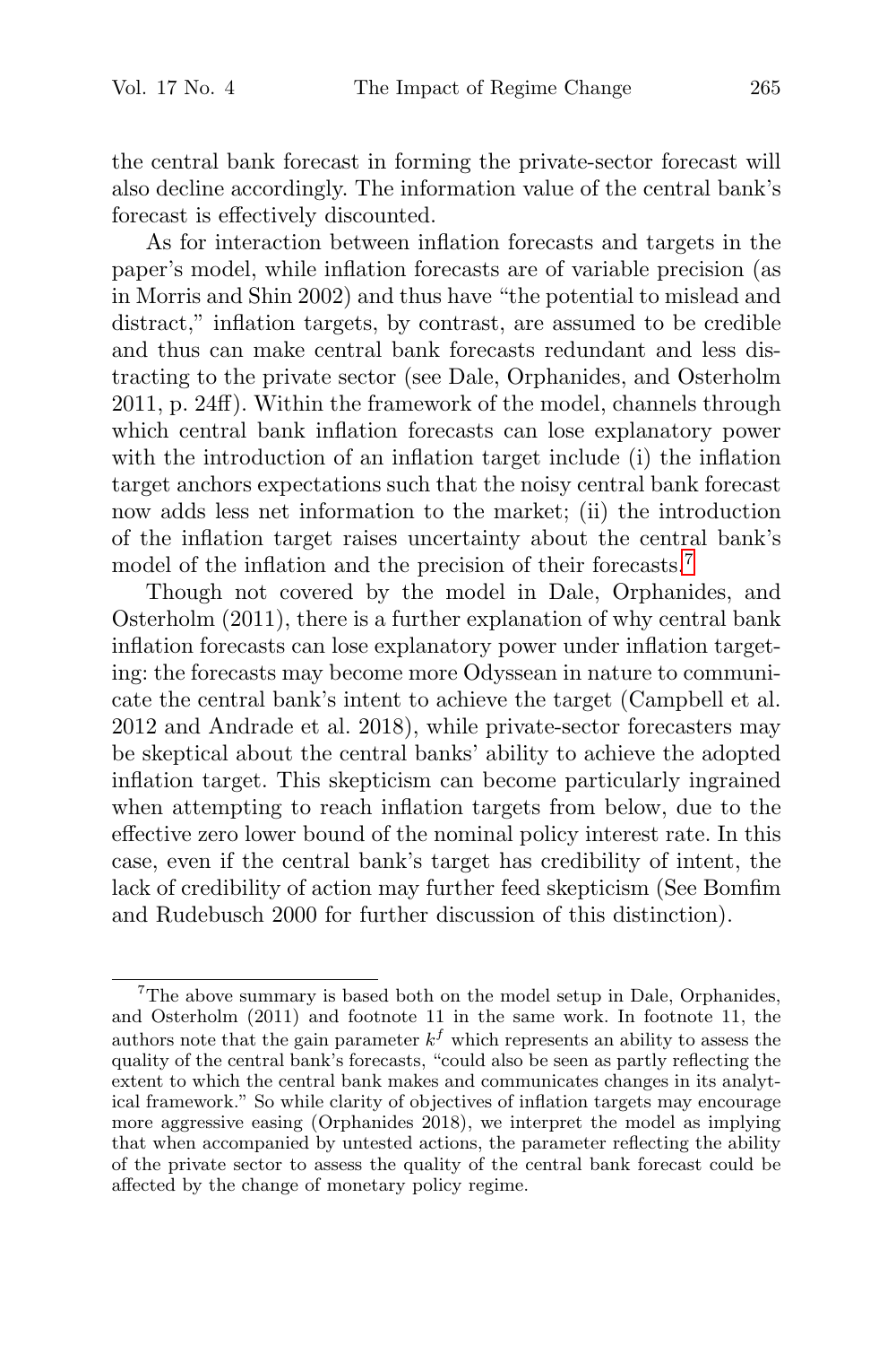the central bank forecast in forming the private-sector forecast will also decline accordingly. The information value of the central bank's forecast is effectively discounted.

As for interaction between inflation forecasts and targets in the paper's model, while inflation forecasts are of variable precision (as in Morris and Shin 2002) and thus have "the potential to mislead and distract," inflation targets, by contrast, are assumed to be credible and thus can make central bank forecasts redundant and less distracting to the private sector (see Dale, Orphanides, and Osterholm 2011, p. 24ff). Within the framework of the model, channels through which central bank inflation forecasts can lose explanatory power with the introduction of an inflation target include (i) the inflation target anchors expectations such that the noisy central bank forecast now adds less net information to the market; (ii) the introduction of the inflation target raises uncertainty about the central bank's model of the inflation and the precision of their forecasts.[7]

Though not covered by the model in Dale, Orphanides, and Osterholm (2011), there is a further explanation of why central bank inflation forecasts can lose explanatory power under inflation targeting: the forecasts may become more Odyssean in nature to communicate the central bank's intent to achieve the target (Campbell et al. 2012 and Andrade et al. 2018), while private-sector forecasters may be skeptical about the central banks' ability to achieve the adopted inflation target. This skepticism can become particularly ingrained when attempting to reach inflation targets from below, due to the effective zero lower bound of the nominal policy interest rate. In this case, even if the central bank's target has credibility of intent, the lack of credibility of action may further feed skepticism (See Bomfim and Rudebusch 2000 for further discussion of this distinction).

[7] The above summary is based both on the model setup in Dale, Orphanides, and Osterholm (2011) and footnote 11 in the same work. In footnote 11, the authors note that the gain parameter $k^f$ which represents an ability to assess the quality of the central bank's forecasts, "could also be seen as partly reflecting the extent to which the central bank makes and communicates changes in its analytical framework." So while clarity of objectives of inflation targets may encourage more aggressive easing (Orphanides 2018), we interpret the model as implying that when accompanied by untested actions, the parameter reflecting the ability of the private sector to assess the quality of the central bank forecast could be affected by the change of monetary policy regime.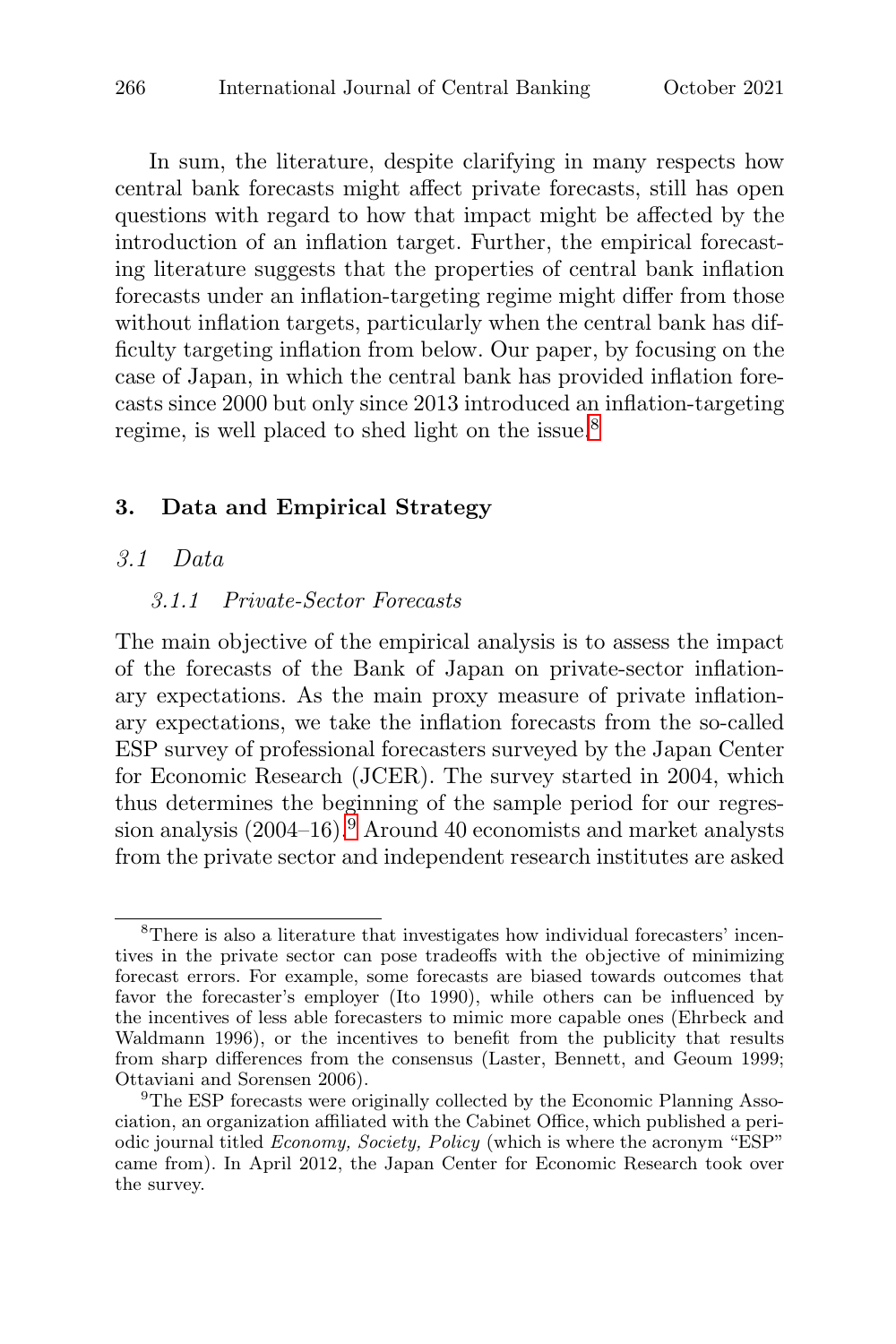In sum, the literature, despite clarifying in many respects how central bank forecasts might affect private forecasts, still has open questions with regard to how that impact might be affected by the introduction of an inflation target. Further, the empirical forecasting literature suggests that the properties of central bank inflation forecasts under an inflation-targeting regime might differ from those without inflation targets, particularly when the central bank has difficulty targeting inflation from below. Our paper, by focusing on the case of Japan, in which the central bank has provided inflation forecasts since 2000 but only since 2013 introduced an inflation-targeting regime, is well placed to shed light on the issue.[8]

## 3. Data and Empirical Strategy

### 3.1 Data

#### 3.1.1 Private-Sector Forecasts

The main objective of the empirical analysis is to assess the impact of the forecasts of the Bank of Japan on private-sector inflationary expectations. As the main proxy measure of private inflationary expectations, we take the inflation forecasts from the so-called ESP survey of professional forecasters surveyed by the Japan Center for Economic Research (JCER). The survey started in 2004, which thus determines the beginning of the sample period for our regression analysis (2004–16).[9] Around 40 economists and market analysts from the private sector and independent research institutes are asked

---

[8] There is also a literature that investigates how individual forecasters' incentives in the private sector can pose tradeoffs with the objective of minimizing forecast errors. For example, some forecasts are biased towards outcomes that favor the forecaster's employer (Ito 1990), while others can be influenced by the incentives of less able forecasters to mimic more capable ones (Ehrbeck and Waldmann 1996), or the incentives to benefit from the publicity that results from sharp differences from the consensus (Laster, Bennett, and Geoum 1999; Ottaviani and Sorensen 2006).

[9] The ESP forecasts were originally collected by the Economic Planning Association, an organization affiliated with the Cabinet Office, which published a periodic journal titled *Economy, Society, Policy* (which is where the acronym "ESP" came from). In April 2012, the Japan Center for Economic Research took over the survey.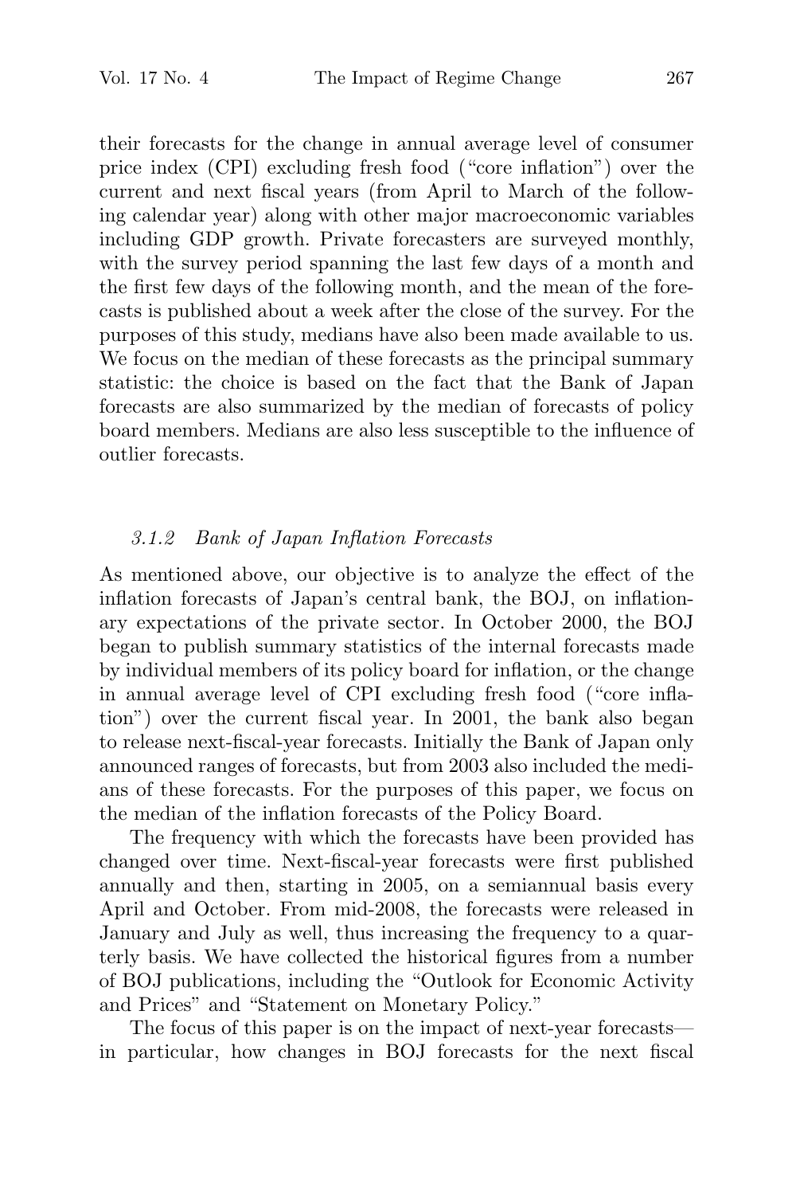their forecasts for the change in annual average level of consumer price index (CPI) excluding fresh food ("core inflation") over the current and next fiscal years (from April to March of the following calendar year) along with other major macroeconomic variables including GDP growth. Private forecasters are surveyed monthly, with the survey period spanning the last few days of a month and the first few days of the following month, and the mean of the forecasts is published about a week after the close of the survey. For the purposes of this study, medians have also been made available to us. We focus on the median of these forecasts as the principal summary statistic: the choice is based on the fact that the Bank of Japan forecasts are also summarized by the median of forecasts of policy board members. Medians are also less susceptible to the influence of outlier forecasts.

#### *3.1.2 Bank of Japan Inflation Forecasts*

As mentioned above, our objective is to analyze the effect of the inflation forecasts of Japan's central bank, the BOJ, on inflationary expectations of the private sector. In October 2000, the BOJ began to publish summary statistics of the internal forecasts made by individual members of its policy board for inflation, or the change in annual average level of CPI excluding fresh food ("core inflation") over the current fiscal year. In 2001, the bank also began to release next-fiscal-year forecasts. Initially the Bank of Japan only announced ranges of forecasts, but from 2003 also included the medians of these forecasts. For the purposes of this paper, we focus on the median of the inflation forecasts of the Policy Board.

The frequency with which the forecasts have been provided has changed over time. Next-fiscal-year forecasts were first published annually and then, starting in 2005, on a semiannual basis every April and October. From mid-2008, the forecasts were released in January and July as well, thus increasing the frequency to a quarterly basis. We have collected the historical figures from a number of BOJ publications, including the "Outlook for Economic Activity and Prices" and "Statement on Monetary Policy."

The focus of this paper is on the impact of next-year forecasts—in particular, how changes in BOJ forecasts for the next fiscal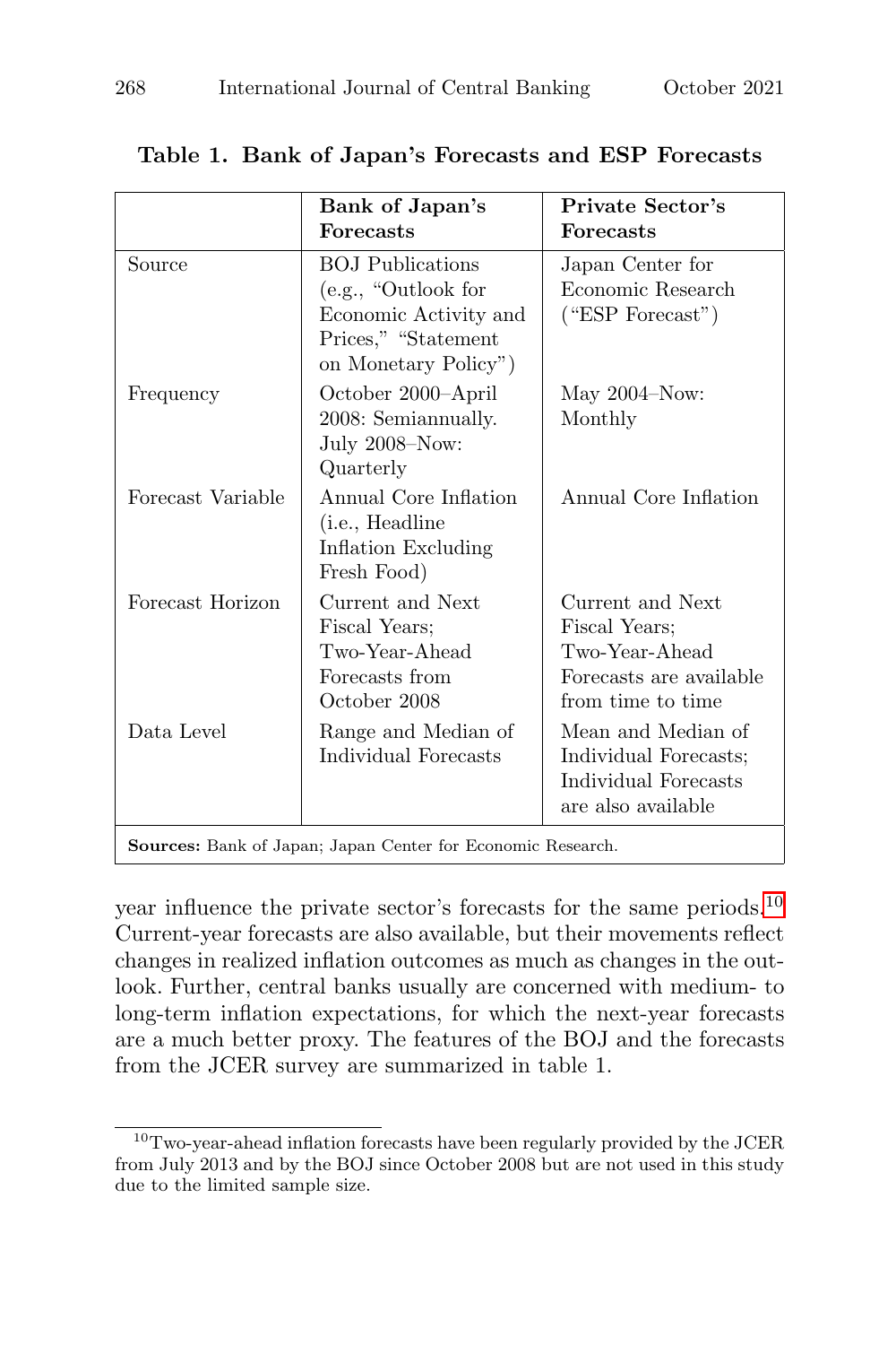**Table 1. Bank of Japan's Forecasts and ESP Forecasts**

| | **Bank of Japan's Forecasts** | **Private Sector's Forecasts** |
|---|---|---|
| Source | BOJ Publications (e.g., "Outlook for Economic Activity and Prices," "Statement on Monetary Policy") | Japan Center for Economic Research ("ESP Forecast") |
| Frequency | October 2000–April 2008: Semiannually. July 2008–Now: Quarterly | May 2004–Now: Monthly |
| Forecast Variable | Annual Core Inflation (i.e., Headline Inflation Excluding Fresh Food) | Annual Core Inflation |
| Forecast Horizon | Current and Next Fiscal Years; Two-Year-Ahead Forecasts from October 2008 | Current and Next Fiscal Years; Two-Year-Ahead Forecasts are available from time to time |
| Data Level | Range and Median of Individual Forecasts | Mean and Median of Individual Forecasts; Individual Forecasts are also available |

**Sources:** Bank of Japan; Japan Center for Economic Research.

year influence the private sector's forecasts for the same periods.[10] Current-year forecasts are also available, but their movements reflect changes in realized inflation outcomes as much as changes in the outlook. Further, central banks usually are concerned with medium- to long-term inflation expectations, for which the next-year forecasts are a much better proxy. The features of the BOJ and the forecasts from the JCER survey are summarized in table 1.

[10] Two-year-ahead inflation forecasts have been regularly provided by the JCER from July 2013 and by the BOJ since October 2008 but are not used in this study due to the limited sample size.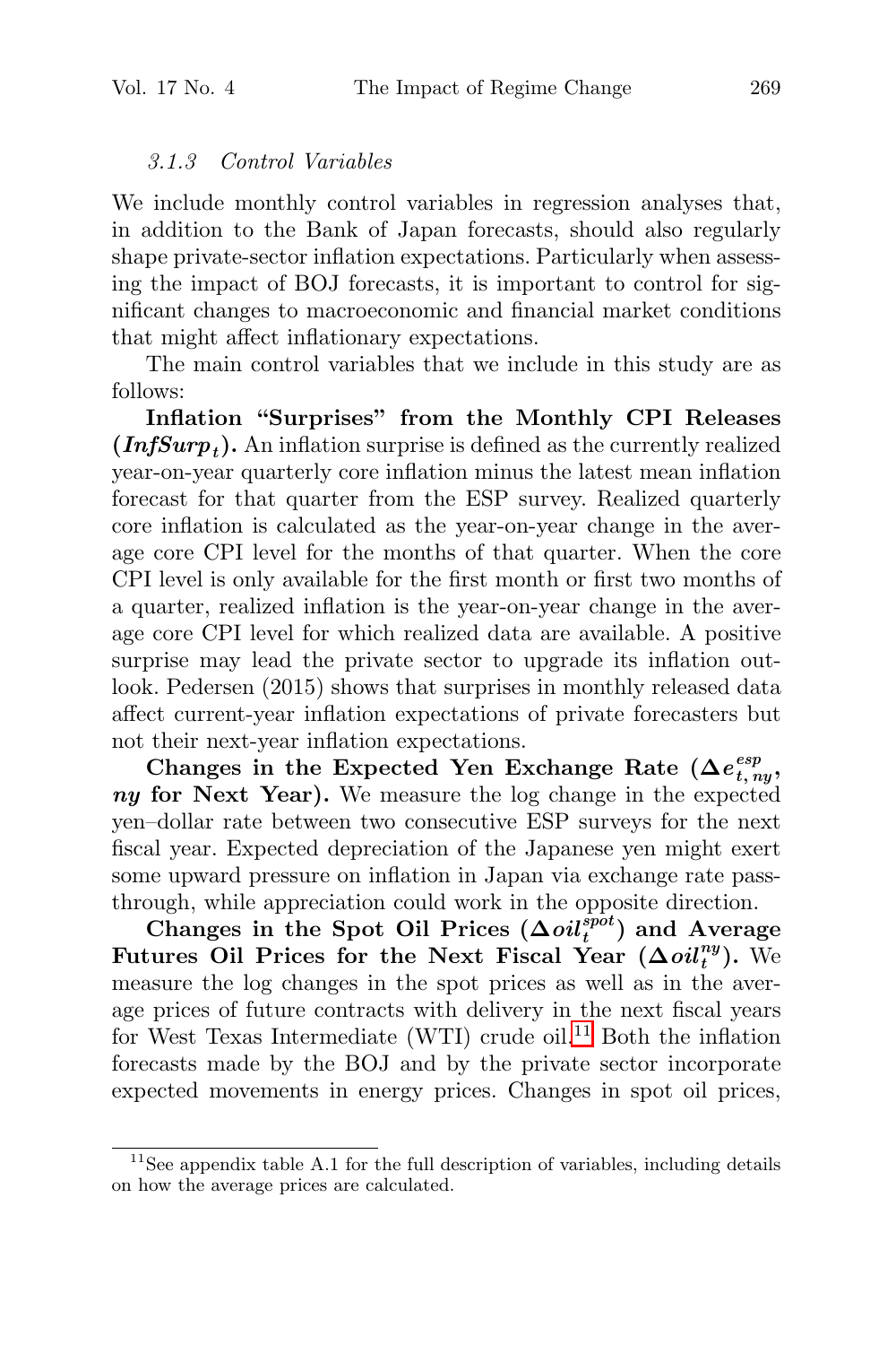#### 3.1.3 Control Variables

We include monthly control variables in regression analyses that, in addition to the Bank of Japan forecasts, should also regularly shape private-sector inflation expectations. Particularly when assessing the impact of BOJ forecasts, it is important to control for significant changes to macroeconomic and financial market conditions that might affect inflationary expectations.

The main control variables that we include in this study are as follows:

**Inflation "Surprises" from the Monthly CPI Releases ($InfSurp_t$).** An inflation surprise is defined as the currently realized year-on-year quarterly core inflation minus the latest mean inflation forecast for that quarter from the ESP survey. Realized quarterly core inflation is calculated as the year-on-year change in the average core CPI level for the months of that quarter. When the core CPI level is only available for the first month or first two months of a quarter, realized inflation is the year-on-year change in the average core CPI level for which realized data are available. A positive surprise may lead the private sector to upgrade its inflation outlook. Pedersen (2015) shows that surprises in monthly released data affect current-year inflation expectations of private forecasters but not their next-year inflation expectations.

**Changes in the Expected Yen Exchange Rate ($\Delta e^{esp}_{t,ny}$, $ny$ for Next Year).** We measure the log change in the expected yen–dollar rate between two consecutive ESP surveys for the next fiscal year. Expected depreciation of the Japanese yen might exert some upward pressure on inflation in Japan via exchange rate pass-through, while appreciation could work in the opposite direction.

**Changes in the Spot Oil Prices ($\Delta oil^{spot}_t$) and Average Futures Oil Prices for the Next Fiscal Year ($\Delta oil^{ny}_t$).** We measure the log changes in the spot prices as well as in the average prices of future contracts with delivery in the next fiscal years for West Texas Intermediate (WTI) crude oil.[11] Both the inflation forecasts made by the BOJ and by the private sector incorporate expected movements in energy prices. Changes in spot oil prices,

[11] See appendix table A.1 for the full description of variables, including details on how the average prices are calculated.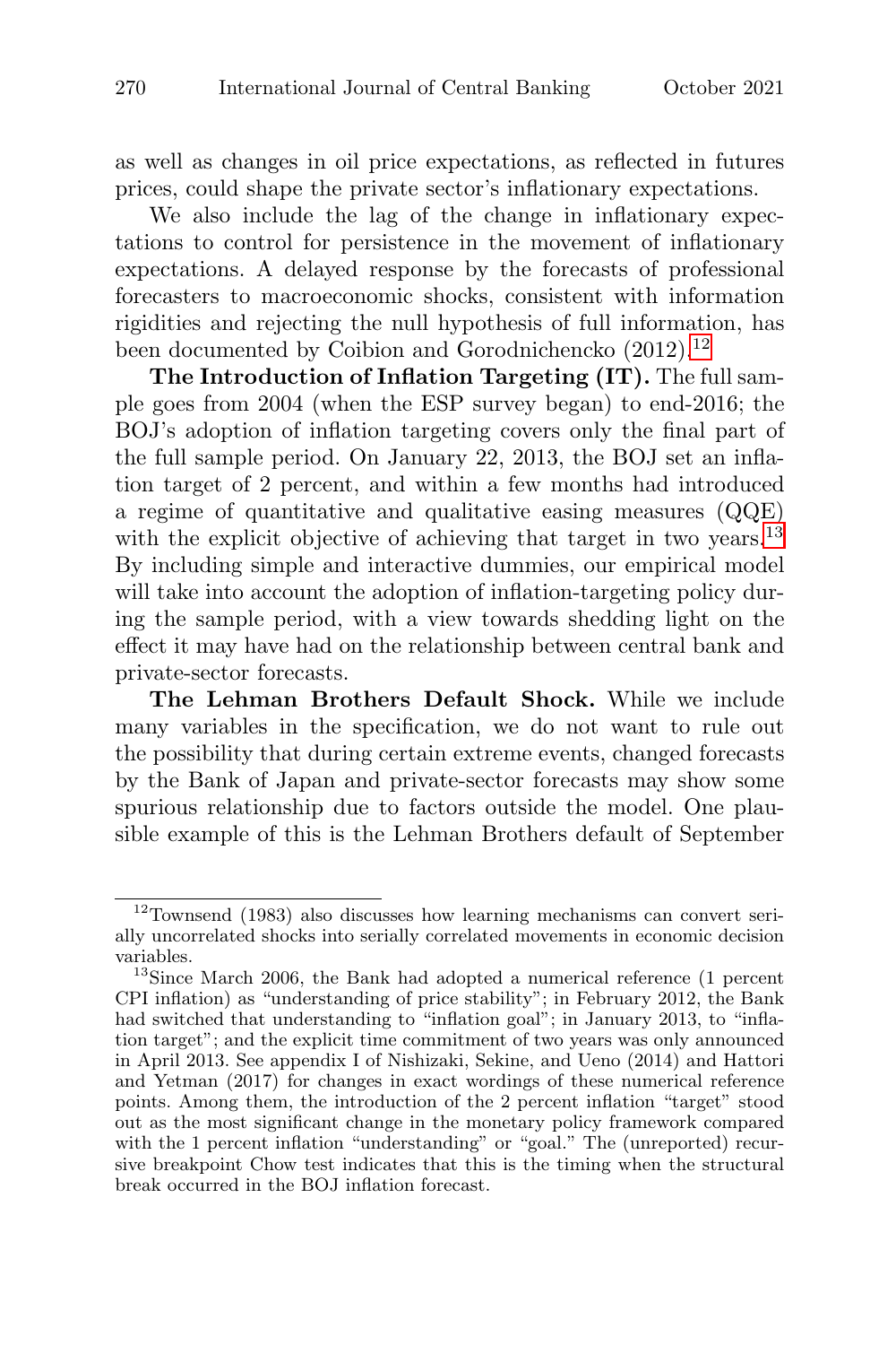as well as changes in oil price expectations, as reflected in futures prices, could shape the private sector's inflationary expectations.

We also include the lag of the change in inflationary expectations to control for persistence in the movement of inflationary expectations. A delayed response by the forecasts of professional forecasters to macroeconomic shocks, consistent with information rigidities and rejecting the null hypothesis of full information, has been documented by Coibion and Gorodnichenko (2012).[12]

**The Introduction of Inflation Targeting (IT).** The full sample goes from 2004 (when the ESP survey began) to end-2016; the BOJ's adoption of inflation targeting covers only the final part of the full sample period. On January 22, 2013, the BOJ set an inflation target of 2 percent, and within a few months had introduced a regime of quantitative and qualitative easing measures (QQE) with the explicit objective of achieving that target in two years.[13] By including simple and interactive dummies, our empirical model will take into account the adoption of inflation-targeting policy during the sample period, with a view towards shedding light on the effect it may have had on the relationship between central bank and private-sector forecasts.

**The Lehman Brothers Default Shock.** While we include many variables in the specification, we do not want to rule out the possibility that during certain extreme events, changed forecasts by the Bank of Japan and private-sector forecasts may show some spurious relationship due to factors outside the model. One plausible example of this is the Lehman Brothers default of September

---

[12] Townsend (1983) also discusses how learning mechanisms can convert serially uncorrelated shocks into serially correlated movements in economic decision variables.

[13] Since March 2006, the Bank had adopted a numerical reference (1 percent CPI inflation) as "understanding of price stability"; in February 2012, the Bank had switched that understanding to "inflation goal"; in January 2013, to "inflation target"; and the explicit time commitment of two years was only announced in April 2013. See appendix I of Nishizaki, Sekine, and Ueno (2014) and Hattori and Yetman (2017) for changes in exact wordings of these numerical reference points. Among them, the introduction of the 2 percent inflation "target" stood out as the most significant change in the monetary policy framework compared with the 1 percent inflation "understanding" or "goal." The (unreported) recursive breakpoint Chow test indicates that this is the timing when the structural break occurred in the BOJ inflation forecast.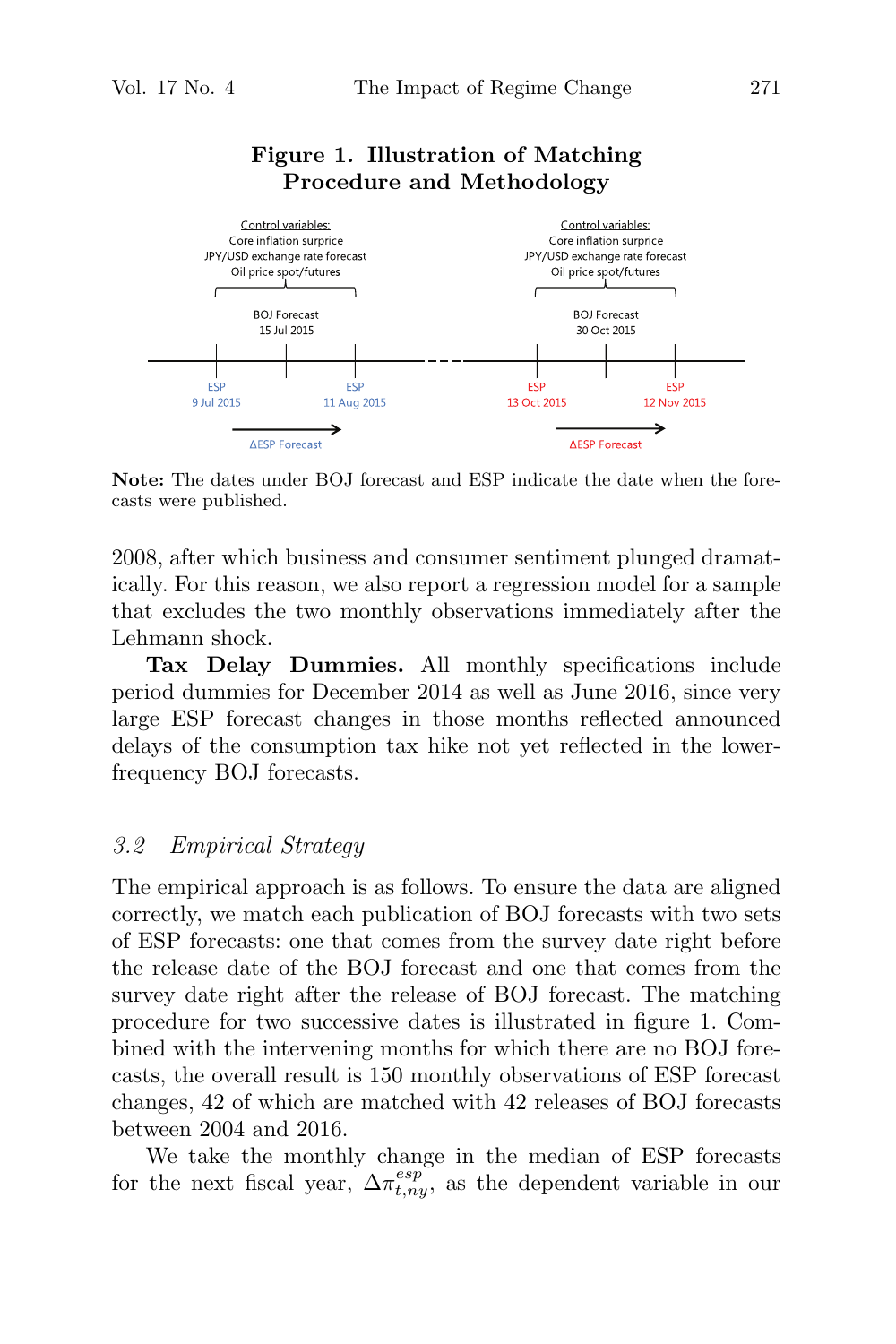**Figure 1. Illustration of Matching Procedure and Methodology**

Control variables:
Core inflation surprice
JPY/USD exchange rate forecast
Oil price spot/futures

BOJ Forecast
15 Jul 2015

ESP
9 Jul 2015

ESP
11 Aug 2015

ΔESP Forecast

Control variables:
Core inflation surprice
JPY/USD exchange rate forecast
Oil price spot/futures

BOJ Forecast
30 Oct 2015

ESP
13 Oct 2015

ESP
12 Nov 2015

ΔESP Forecast

**Note:** The dates under BOJ forecast and ESP indicate the date when the forecasts were published.

2008, after which business and consumer sentiment plunged dramatically. For this reason, we also report a regression model for a sample that excludes the two monthly observations immediately after the Lehmann shock.

**Tax Delay Dummies.** All monthly specifications include period dummies for December 2014 as well as June 2016, since very large ESP forecast changes in those months reflected announced delays of the consumption tax hike not yet reflected in the lower-frequency BOJ forecasts.

### *3.2 Empirical Strategy*

The empirical approach is as follows. To ensure the data are aligned correctly, we match each publication of BOJ forecasts with two sets of ESP forecasts: one that comes from the survey date right before the release date of the BOJ forecast and one that comes from the survey date right after the release of BOJ forecast. The matching procedure for two successive dates is illustrated in figure 1. Combined with the intervening months for which there are no BOJ forecasts, the overall result is 150 monthly observations of ESP forecast changes, 42 of which are matched with 42 releases of BOJ forecasts between 2004 and 2016.

We take the monthly change in the median of ESP forecasts for the next fiscal year, $\Delta\pi^{esp}_{t,ny}$, as the dependent variable in our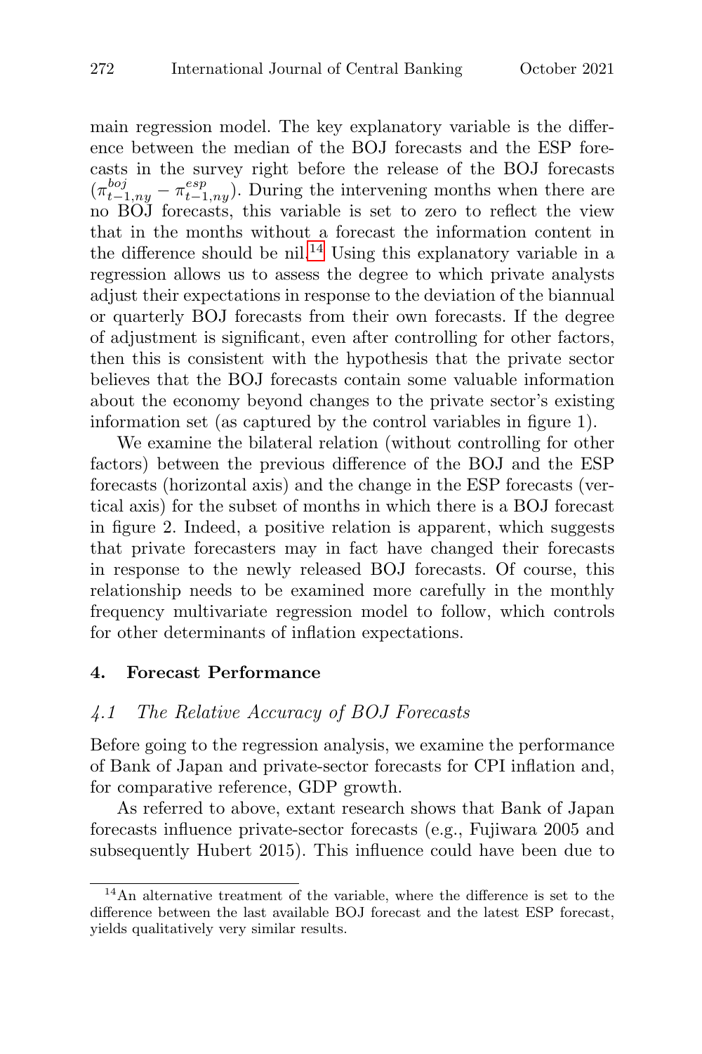main regression model. The key explanatory variable is the difference between the median of the BOJ forecasts and the ESP forecasts in the survey right before the release of the BOJ forecasts $(\pi^{boj}_{t-1,ny} - \pi^{esp}_{t-1,ny})$. During the intervening months when there are no BOJ forecasts, this variable is set to zero to reflect the view that in the months without a forecast the information content in the difference should be nil.[14] Using this explanatory variable in a regression allows us to assess the degree to which private analysts adjust their expectations in response to the deviation of the biannual or quarterly BOJ forecasts from their own forecasts. If the degree of adjustment is significant, even after controlling for other factors, then this is consistent with the hypothesis that the private sector believes that the BOJ forecasts contain some valuable information about the economy beyond changes to the private sector's existing information set (as captured by the control variables in figure 1).

We examine the bilateral relation (without controlling for other factors) between the previous difference of the BOJ and the ESP forecasts (horizontal axis) and the change in the ESP forecasts (vertical axis) for the subset of months in which there is a BOJ forecast in figure 2. Indeed, a positive relation is apparent, which suggests that private forecasters may in fact have changed their forecasts in response to the newly released BOJ forecasts. Of course, this relationship needs to be examined more carefully in the monthly frequency multivariate regression model to follow, which controls for other determinants of inflation expectations.

## 4. Forecast Performance

### *4.1 The Relative Accuracy of BOJ Forecasts*

Before going to the regression analysis, we examine the performance of Bank of Japan and private-sector forecasts for CPI inflation and, for comparative reference, GDP growth.

As referred to above, extant research shows that Bank of Japan forecasts influence private-sector forecasts (e.g., Fujiwara 2005 and subsequently Hubert 2015). This influence could have been due to

[14] An alternative treatment of the variable, where the difference is set to the difference between the last available BOJ forecast and the latest ESP forecast, yields qualitatively very similar results.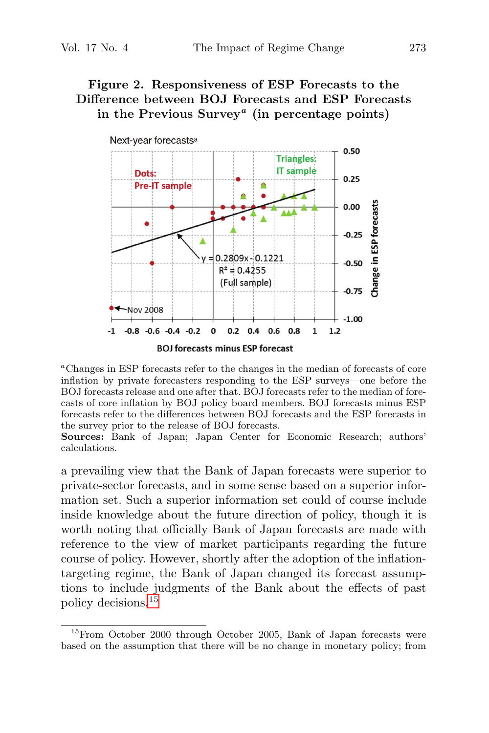**Figure 2. Responsiveness of ESP Forecasts to the Difference between BOJ Forecasts and ESP Forecasts in the Previous Survey[a] (in percentage points)**

Next-year forecasts[a]

Dots: Pre-IT sample

Triangles: IT sample

$y = 0.2809x - 0.1221$

$R^2 = 0.4255$

(Full sample)

Nov 2008

Change in ESP forecasts

BOJ forecasts minus ESP forecast

[a]Changes in ESP forecasts refer to the changes in the median of forecasts of core inflation by private forecasters responding to the ESP surveys—one before the BOJ forecasts release and one after that. BOJ forecasts refer to the median of forecasts of core inflation by BOJ policy board members. BOJ forecasts minus ESP forecasts refer to the differences between BOJ forecasts and the ESP forecasts in the survey prior to the release of BOJ forecasts.

**Sources:** Bank of Japan; Japan Center for Economic Research; authors' calculations.

a prevailing view that the Bank of Japan forecasts were superior to private-sector forecasts, and in some sense based on a superior information set. Such a superior information set could of course include inside knowledge about the future direction of policy, though it is worth noting that officially Bank of Japan forecasts are made with reference to the view of market participants regarding the future course of policy. However, shortly after the adoption of the inflation-targeting regime, the Bank of Japan changed its forecast assumptions to include judgments of the Bank about the effects of past policy decisions.[15]

[15]From October 2000 through October 2005, Bank of Japan forecasts were based on the assumption that there will be no change in monetary policy; from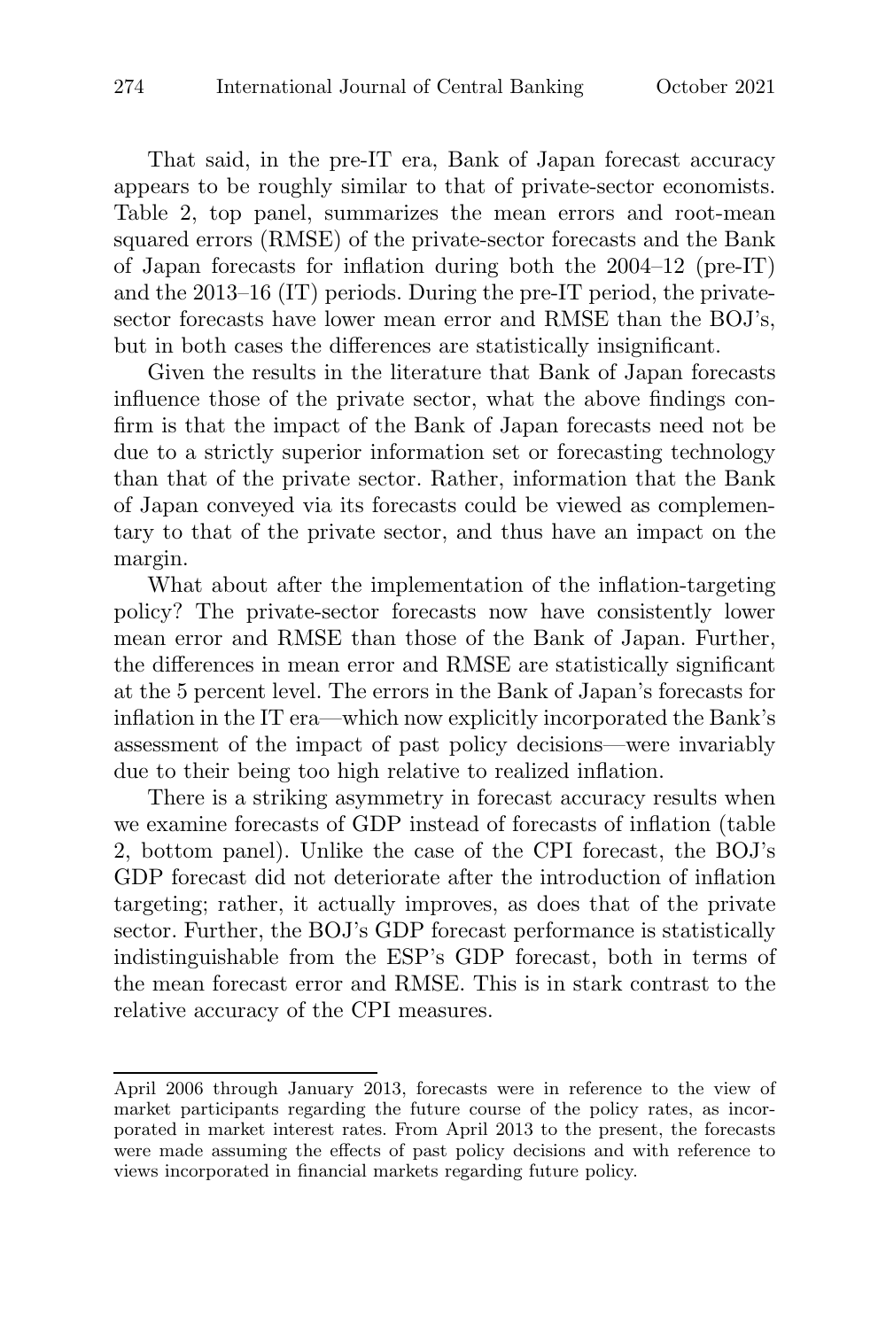That said, in the pre-IT era, Bank of Japan forecast accuracy appears to be roughly similar to that of private-sector economists. Table 2, top panel, summarizes the mean errors and root-mean squared errors (RMSE) of the private-sector forecasts and the Bank of Japan forecasts for inflation during both the 2004–12 (pre-IT) and the 2013–16 (IT) periods. During the pre-IT period, the private-sector forecasts have lower mean error and RMSE than the BOJ's, but in both cases the differences are statistically insignificant.

Given the results in the literature that Bank of Japan forecasts influence those of the private sector, what the above findings confirm is that the impact of the Bank of Japan forecasts need not be due to a strictly superior information set or forecasting technology than that of the private sector. Rather, information that the Bank of Japan conveyed via its forecasts could be viewed as complementary to that of the private sector, and thus have an impact on the margin.

What about after the implementation of the inflation-targeting policy? The private-sector forecasts now have consistently lower mean error and RMSE than those of the Bank of Japan. Further, the differences in mean error and RMSE are statistically significant at the 5 percent level. The errors in the Bank of Japan's forecasts for inflation in the IT era—which now explicitly incorporated the Bank's assessment of the impact of past policy decisions—were invariably due to their being too high relative to realized inflation.

There is a striking asymmetry in forecast accuracy results when we examine forecasts of GDP instead of forecasts of inflation (table 2, bottom panel). Unlike the case of the CPI forecast, the BOJ's GDP forecast did not deteriorate after the introduction of inflation targeting; rather, it actually improves, as does that of the private sector. Further, the BOJ's GDP forecast performance is statistically indistinguishable from the ESP's GDP forecast, both in terms of the mean forecast error and RMSE. This is in stark contrast to the relative accuracy of the CPI measures.

---

April 2006 through January 2013, forecasts were in reference to the view of market participants regarding the future course of the policy rates, as incorporated in market interest rates. From April 2013 to the present, the forecasts were made assuming the effects of past policy decisions and with reference to views incorporated in financial markets regarding future policy.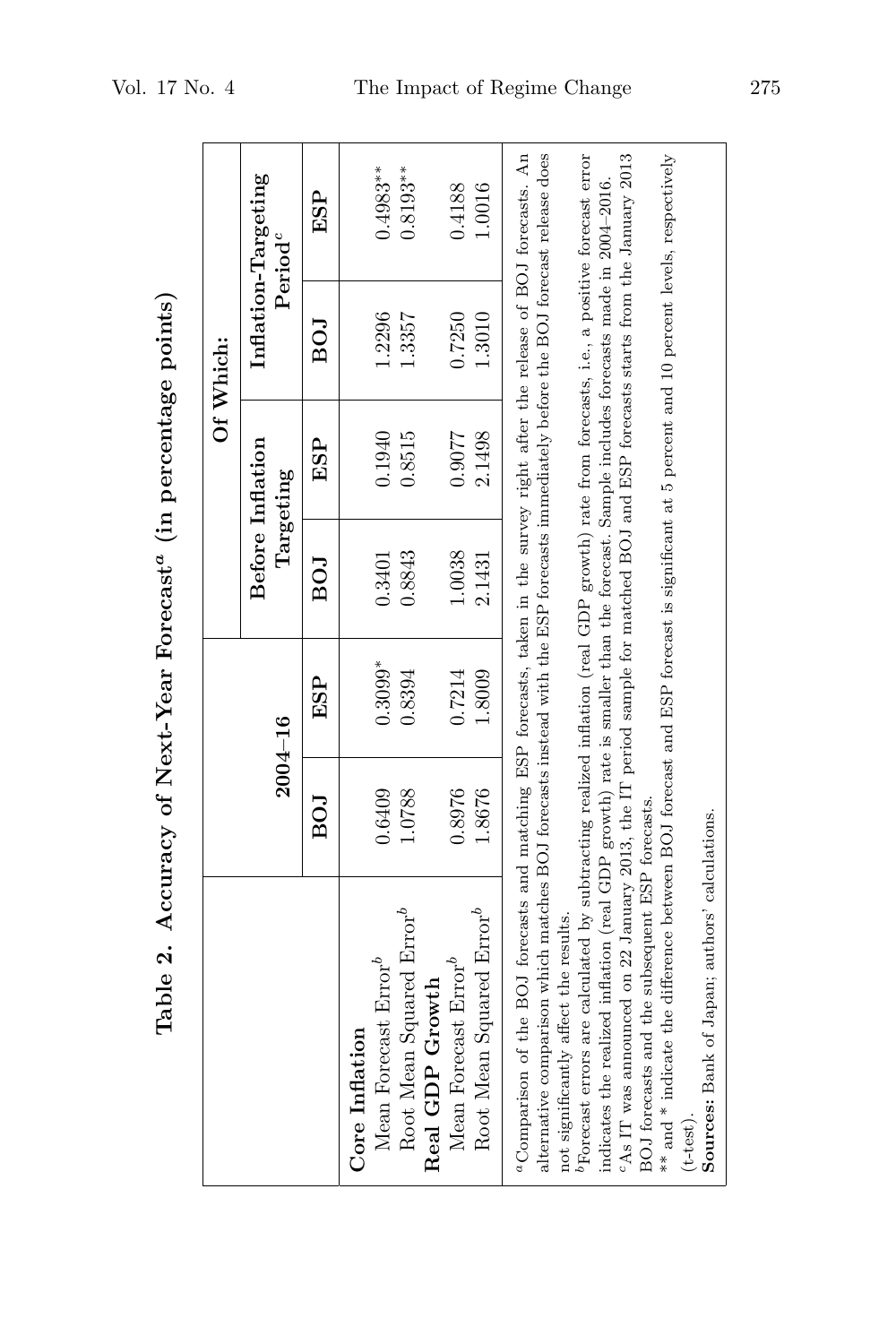**Table 2. Accuracy of Next-Year Forecast[a] (in percentage points)**

| | 2004–16 | | Of Which: Before Inflation Targeting | | Of Which: Inflation-Targeting Period[c] | |
|---|---|---|---|---|---|---|
| | **BOJ** | **ESP** | **BOJ** | **ESP** | **BOJ** | **ESP** |
| **Core Inflation** | | | | | | |
| Mean Forecast Error[b] | 0.6409 | 0.3099* | 0.3401 | 0.1940 | 1.2296 | 0.4983** |
| Root Mean Squared Error[b] | 1.0788 | 0.8394 | 0.8843 | 0.8515 | 1.3357 | 0.8193** |
| **Real GDP Growth** | | | | | | |
| Mean Forecast Error[b] | 0.8976 | 0.7214 | 1.0038 | 0.9077 | 0.7250 | 0.4188 |
| Root Mean Squared Error[b] | 1.8676 | 1.8009 | 2.1431 | 2.1498 | 1.3010 | 1.0016 |

[a]Comparison of the BOJ forecasts and matching ESP forecasts, taken in the survey right after the release of BOJ forecasts. An alternative comparison which matches BOJ forecasts instead with the ESP forecasts immediately before the BOJ forecast release does not significantly affect the results.

[b]Forecast errors are calculated by subtracting realized inflation (real GDP growth) rate from forecasts, i.e., a positive forecast error indicates the realized inflation (real GDP growth) rate is smaller than the forecast. Sample includes forecasts made in 2004–2016.

[c]As IT was announced on 22 January 2013, the IT period sample for matched BOJ and ESP forecasts starts from the January 2013 BOJ forecasts and the subsequent ESP forecasts.

** and * indicate the difference between BOJ forecast and ESP forecast is significant at 5 percent and 10 percent levels, respectively (t-test).

**Sources:** Bank of Japan; authors' calculations.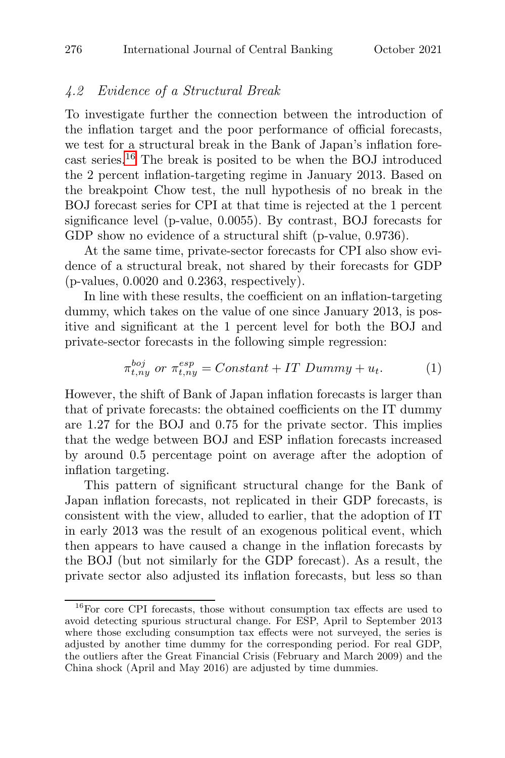### 4.2 Evidence of a Structural Break

To investigate further the connection between the introduction of the inflation target and the poor performance of official forecasts, we test for a structural break in the Bank of Japan's inflation forecast series.[16] The break is posited to be when the BOJ introduced the 2 percent inflation-targeting regime in January 2013. Based on the breakpoint Chow test, the null hypothesis of no break in the BOJ forecast series for CPI at that time is rejected at the 1 percent significance level (p-value, 0.0055). By contrast, BOJ forecasts for GDP show no evidence of a structural shift (p-value, 0.9736).

At the same time, private-sector forecasts for CPI also show evidence of a structural break, not shared by their forecasts for GDP (p-values, 0.0020 and 0.2363, respectively).

In line with these results, the coefficient on an inflation-targeting dummy, which takes on the value of one since January 2013, is positive and significant at the 1 percent level for both the BOJ and private-sector forecasts in the following simple regression:

$$\pi_{t,ny}^{boj} \text{ } or \text{ } \pi_{t,ny}^{esp} = Constant + IT \text{ } Dummy + u_t. \tag{1}$$

However, the shift of Bank of Japan inflation forecasts is larger than that of private forecasts: the obtained coefficients on the IT dummy are 1.27 for the BOJ and 0.75 for the private sector. This implies that the wedge between BOJ and ESP inflation forecasts increased by around 0.5 percentage point on average after the adoption of inflation targeting.

This pattern of significant structural change for the Bank of Japan inflation forecasts, not replicated in their GDP forecasts, is consistent with the view, alluded to earlier, that the adoption of IT in early 2013 was the result of an exogenous political event, which then appears to have caused a change in the inflation forecasts by the BOJ (but not similarly for the GDP forecast). As a result, the private sector also adjusted its inflation forecasts, but less so than

[16] For core CPI forecasts, those without consumption tax effects are used to avoid detecting spurious structural change. For ESP, April to September 2013 where those excluding consumption tax effects were not surveyed, the series is adjusted by another time dummy for the corresponding period. For real GDP, the outliers after the Great Financial Crisis (February and March 2009) and the China shock (April and May 2016) are adjusted by time dummies.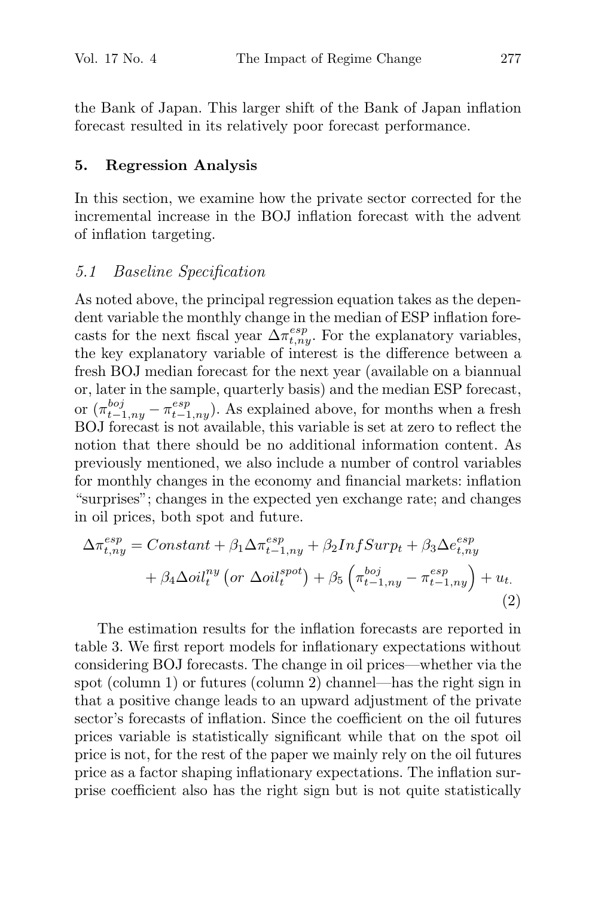the Bank of Japan. This larger shift of the Bank of Japan inflation forecast resulted in its relatively poor forecast performance.

## 5. Regression Analysis

In this section, we examine how the private sector corrected for the incremental increase in the BOJ inflation forecast with the advent of inflation targeting.

### *5.1 Baseline Specification*

As noted above, the principal regression equation takes as the dependent variable the monthly change in the median of ESP inflation forecasts for the next fiscal year $\Delta\pi^{esp}_{t,ny}$. For the explanatory variables, the key explanatory variable of interest is the difference between a fresh BOJ median forecast for the next year (available on a biannual or, later in the sample, quarterly basis) and the median ESP forecast, or $(\pi^{boj}_{t-1,ny} - \pi^{esp}_{t-1,ny})$. As explained above, for months when a fresh BOJ forecast is not available, this variable is set at zero to reflect the notion that there should be no additional information content. As previously mentioned, we also include a number of control variables for monthly changes in the economy and financial markets: inflation "surprises"; changes in the expected yen exchange rate; and changes in oil prices, both spot and future.

$$\Delta\pi^{esp}_{t,ny} = Constant + \beta_1 \Delta\pi^{esp}_{t-1,ny} + \beta_2 InfSurp_t + \beta_3 \Delta e^{esp}_{t,ny} + \beta_4 \Delta oil^{ny}_t \left(or\ \Delta oil^{spot}_t\right) + \beta_5 \left(\pi^{boj}_{t-1,ny} - \pi^{esp}_{t-1,ny}\right) + u_t. \quad (2)$$

The estimation results for the inflation forecasts are reported in table 3. We first report models for inflationary expectations without considering BOJ forecasts. The change in oil prices—whether via the spot (column 1) or futures (column 2) channel—has the right sign in that a positive change leads to an upward adjustment of the private sector's forecasts of inflation. Since the coefficient on the oil futures prices variable is statistically significant while that on the spot oil price is not, for the rest of the paper we mainly rely on the oil futures price as a factor shaping inflationary expectations. The inflation surprise coefficient also has the right sign but is not quite statistically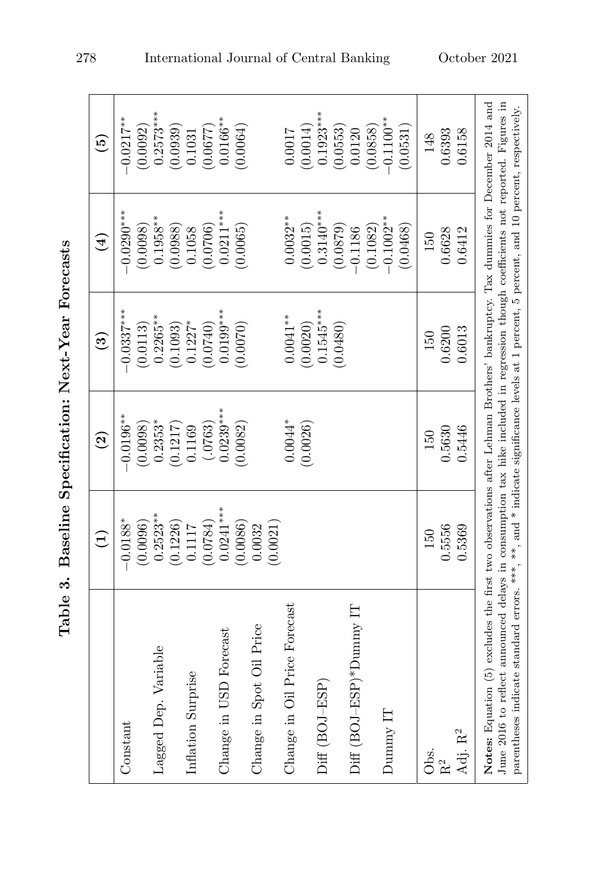**Table 3. Baseline Specification: Next-Year Forecasts**

| | (1) | (2) | (3) | (4) | (5) |
|---|---|---|---|---|---|
| Constant | −0.0188* | −0.0196** | −0.0337*** | −0.0290*** | −0.0217** |
| | (0.0096) | (0.0098) | (0.0113) | (0.0098) | (0.0092) |
| Lagged Dep. Variable | 0.2523** | 0.2353* | 0.2265** | 0.1958** | 0.2573*** |
| | (0.1226) | (0.1217) | (0.1093) | (0.0988) | (0.0939) |
| Inflation Surprise | 0.1117 | 0.1169 | 0.1227* | 0.1058 | 0.1031 |
| | (0.0784) | (.0763) | (0.0740) | (0.0706) | (0.0677) |
| Change in USD Forecast | 0.0241*** | 0.0239*** | 0.0199*** | 0.0211*** | 0.0166** |
| | (0.0086) | (0.0082) | (0.0070) | (0.0065) | (0.0064) |
| Change in Spot Oil Price | 0.0032 | | | | |
| | (0.0021) | | | | |
| Change in Oil Price Forecast | | 0.0044* | 0.0041** | 0.0032** | 0.0017 |
| | | (0.0026) | (0.0020) | (0.0015) | (0.0014) |
| Diff (BOJ–ESP) | | | 0.1545*** | 0.3140*** | 0.1923*** |
| | | | (0.0480) | (0.0879) | (0.0553) |
| Diff (BOJ–ESP)*Dummy IT | | | | −0.1186 | 0.0120 |
| | | | | (0.1082) | (0.0858) |
| Dummy IT | | | | −0.1002** | −0.1100** |
| | | | | (0.0468) | (0.0531) |
| Obs. | 150 | 150 | 150 | 150 | 148 |
| $R^2$ | 0.5556 | 0.5630 | 0.6200 | 0.6628 | 0.6393 |
| Adj. $R^2$ | 0.5369 | 0.5446 | 0.6013 | 0.6412 | 0.6158 |

**Notes:** Equation (5) excludes the first two observations after Lehman Brothers' bankruptcy. Tax dummies for December 2014 and June 2016 to reflect announced delays in consumption tax hike included in regression though coefficients not reported. Figures in parentheses indicate standard errors. ***, **, and * indicate significance levels at 1 percent, 5 percent, and 10 percent, respectively.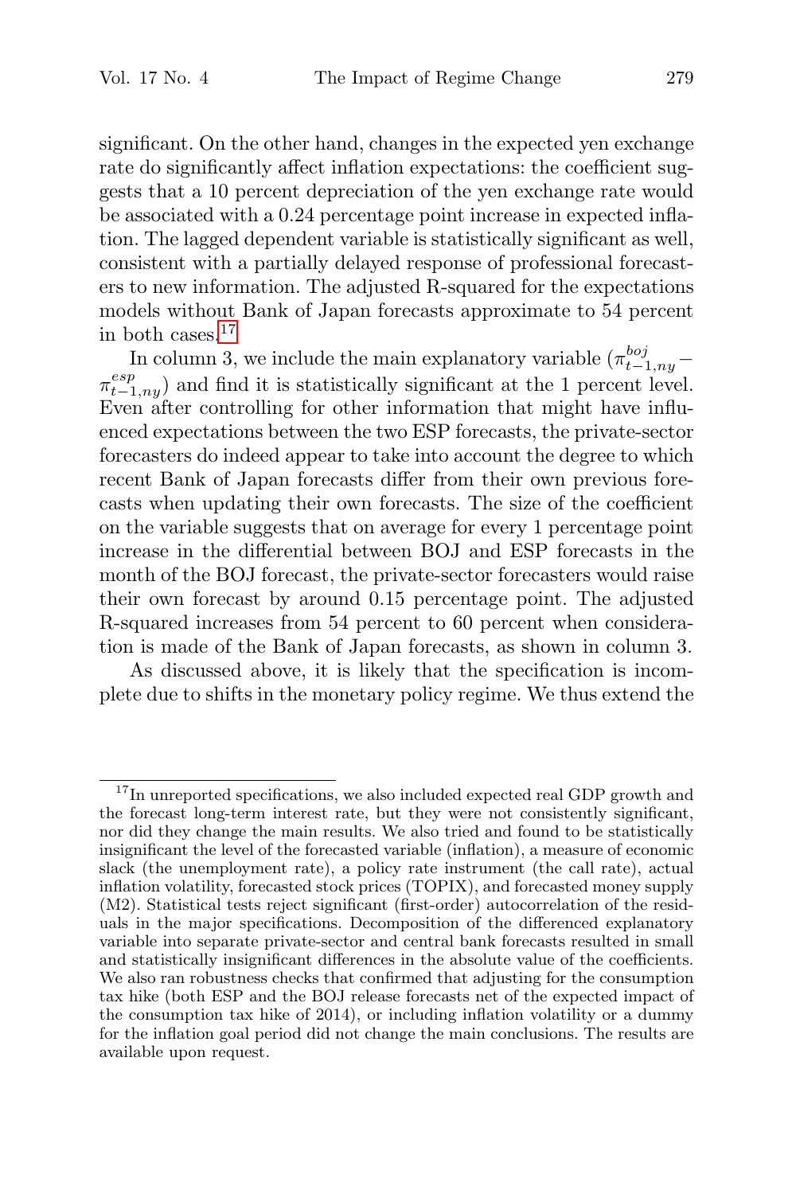significant. On the other hand, changes in the expected yen exchange rate do significantly affect inflation expectations: the coefficient suggests that a 10 percent depreciation of the yen exchange rate would be associated with a 0.24 percentage point increase in expected inflation. The lagged dependent variable is statistically significant as well, consistent with a partially delayed response of professional forecasters to new information. The adjusted R-squared for the expectations models without Bank of Japan forecasts approximate to 54 percent in both cases.[17]

In column 3, we include the main explanatory variable ($\pi_{t-1,ny}^{boj} - \pi_{t-1,ny}^{esp}$) and find it is statistically significant at the 1 percent level. Even after controlling for other information that might have influenced expectations between the two ESP forecasts, the private-sector forecasters do indeed appear to take into account the degree to which recent Bank of Japan forecasts differ from their own previous forecasts when updating their own forecasts. The size of the coefficient on the variable suggests that on average for every 1 percentage point increase in the differential between BOJ and ESP forecasts in the month of the BOJ forecast, the private-sector forecasters would raise their own forecast by around 0.15 percentage point. The adjusted R-squared increases from 54 percent to 60 percent when consideration is made of the Bank of Japan forecasts, as shown in column 3.

As discussed above, it is likely that the specification is incomplete due to shifts in the monetary policy regime. We thus extend the

---

[17] In unreported specifications, we also included expected real GDP growth and the forecast long-term interest rate, but they were not consistently significant, nor did they change the main results. We also tried and found to be statistically insignificant the level of the forecasted variable (inflation), a measure of economic slack (the unemployment rate), a policy rate instrument (the call rate), actual inflation volatility, forecasted stock prices (TOPIX), and forecasted money supply (M2). Statistical tests reject significant (first-order) autocorrelation of the residuals in the major specifications. Decomposition of the differenced explanatory variable into separate private-sector and central bank forecasts resulted in small and statistically insignificant differences in the absolute value of the coefficients. We also ran robustness checks that confirmed that adjusting for the consumption tax hike (both ESP and the BOJ release forecasts net of the expected impact of the consumption tax hike of 2014), or including inflation volatility or a dummy for the inflation goal period did not change the main conclusions. The results are available upon request.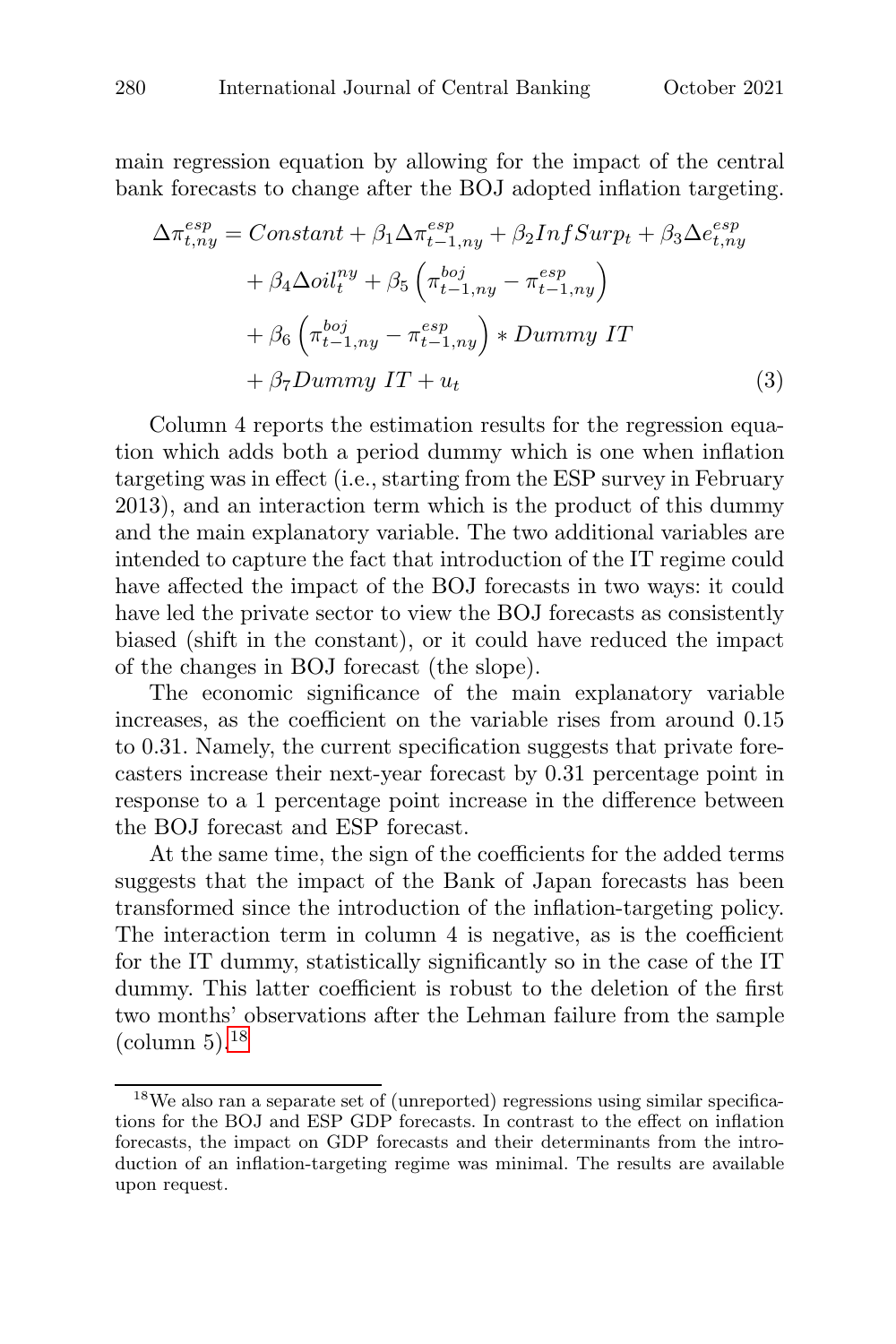main regression equation by allowing for the impact of the central bank forecasts to change after the BOJ adopted inflation targeting.

$$
\begin{aligned}
\Delta\pi_{t,ny}^{esp} = \; & Constant + \beta_1 \Delta\pi_{t-1,ny}^{esp} + \beta_2 InfSurp_t + \beta_3 \Delta e_{t,ny}^{esp} \\
& + \beta_4 \Delta oil_t^{ny} + \beta_5 \left(\pi_{t-1,ny}^{boj} - \pi_{t-1,ny}^{esp}\right) \\
& + \beta_6 \left(\pi_{t-1,ny}^{boj} - \pi_{t-1,ny}^{esp}\right) * Dummy\ IT \\
& + \beta_7 Dummy\ IT + u_t
\end{aligned} \tag{3}
$$

Column 4 reports the estimation results for the regression equation which adds both a period dummy which is one when inflation targeting was in effect (i.e., starting from the ESP survey in February 2013), and an interaction term which is the product of this dummy and the main explanatory variable. The two additional variables are intended to capture the fact that introduction of the IT regime could have affected the impact of the BOJ forecasts in two ways: it could have led the private sector to view the BOJ forecasts as consistently biased (shift in the constant), or it could have reduced the impact of the changes in BOJ forecast (the slope).

The economic significance of the main explanatory variable increases, as the coefficient on the variable rises from around 0.15 to 0.31. Namely, the current specification suggests that private forecasters increase their next-year forecast by 0.31 percentage point in response to a 1 percentage point increase in the difference between the BOJ forecast and ESP forecast.

At the same time, the sign of the coefficients for the added terms suggests that the impact of the Bank of Japan forecasts has been transformed since the introduction of the inflation-targeting policy. The interaction term in column 4 is negative, as is the coefficient for the IT dummy, statistically significantly so in the case of the IT dummy. This latter coefficient is robust to the deletion of the first two months' observations after the Lehman failure from the sample (column 5).[18]

[18] We also ran a separate set of (unreported) regressions using similar specifications for the BOJ and ESP GDP forecasts. In contrast to the effect on inflation forecasts, the impact on GDP forecasts and their determinants from the introduction of an inflation-targeting regime was minimal. The results are available upon request.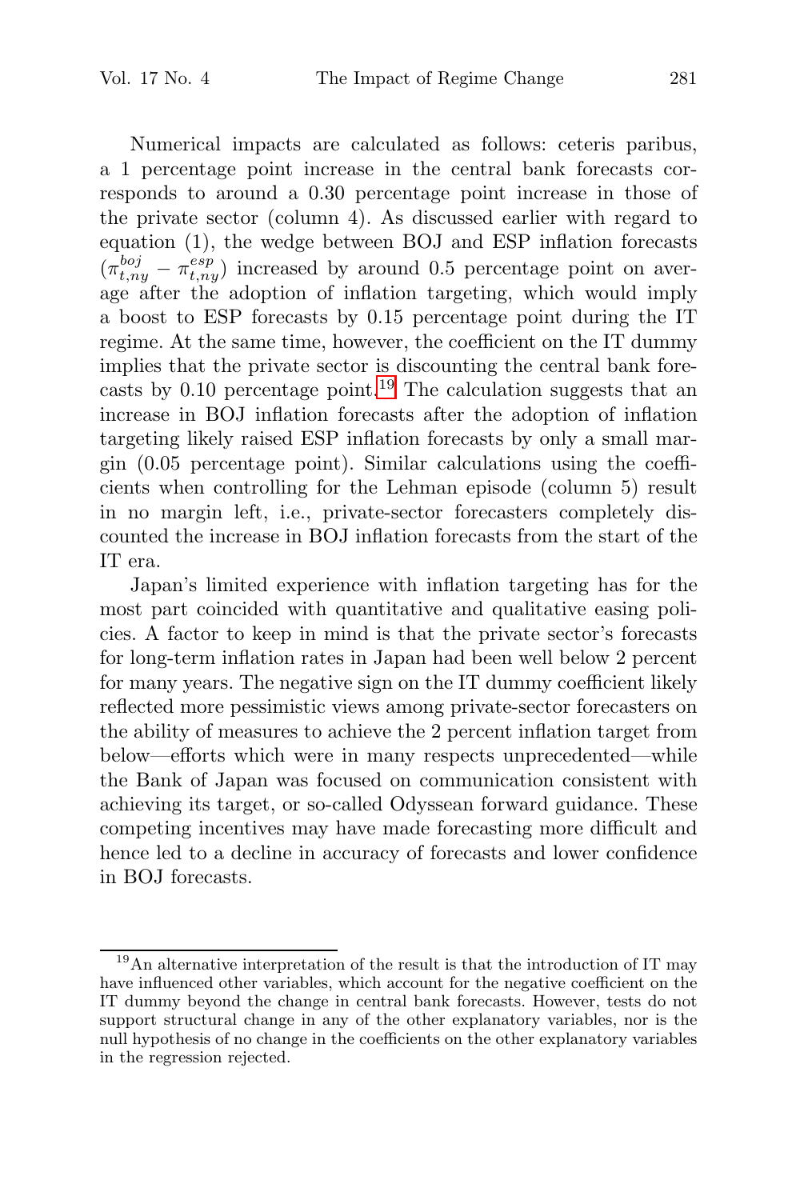Numerical impacts are calculated as follows: ceteris paribus, a 1 percentage point increase in the central bank forecasts corresponds to around a 0.30 percentage point increase in those of the private sector (column 4). As discussed earlier with regard to equation (1), the wedge between BOJ and ESP inflation forecasts $(\pi^{boj}_{t,ny} - \pi^{esp}_{t,ny})$ increased by around 0.5 percentage point on average after the adoption of inflation targeting, which would imply a boost to ESP forecasts by 0.15 percentage point during the IT regime. At the same time, however, the coefficient on the IT dummy implies that the private sector is discounting the central bank forecasts by 0.10 percentage point.[19] The calculation suggests that an increase in BOJ inflation forecasts after the adoption of inflation targeting likely raised ESP inflation forecasts by only a small margin (0.05 percentage point). Similar calculations using the coefficients when controlling for the Lehman episode (column 5) result in no margin left, i.e., private-sector forecasters completely discounted the increase in BOJ inflation forecasts from the start of the IT era.

Japan's limited experience with inflation targeting has for the most part coincided with quantitative and qualitative easing policies. A factor to keep in mind is that the private sector's forecasts for long-term inflation rates in Japan had been well below 2 percent for many years. The negative sign on the IT dummy coefficient likely reflected more pessimistic views among private-sector forecasters on the ability of measures to achieve the 2 percent inflation target from below—efforts which were in many respects unprecedented—while the Bank of Japan was focused on communication consistent with achieving its target, or so-called Odyssean forward guidance. These competing incentives may have made forecasting more difficult and hence led to a decline in accuracy of forecasts and lower confidence in BOJ forecasts.

[19] An alternative interpretation of the result is that the introduction of IT may have influenced other variables, which account for the negative coefficient on the IT dummy beyond the change in central bank forecasts. However, tests do not support structural change in any of the other explanatory variables, nor is the null hypothesis of no change in the coefficients on the other explanatory variables in the regression rejected.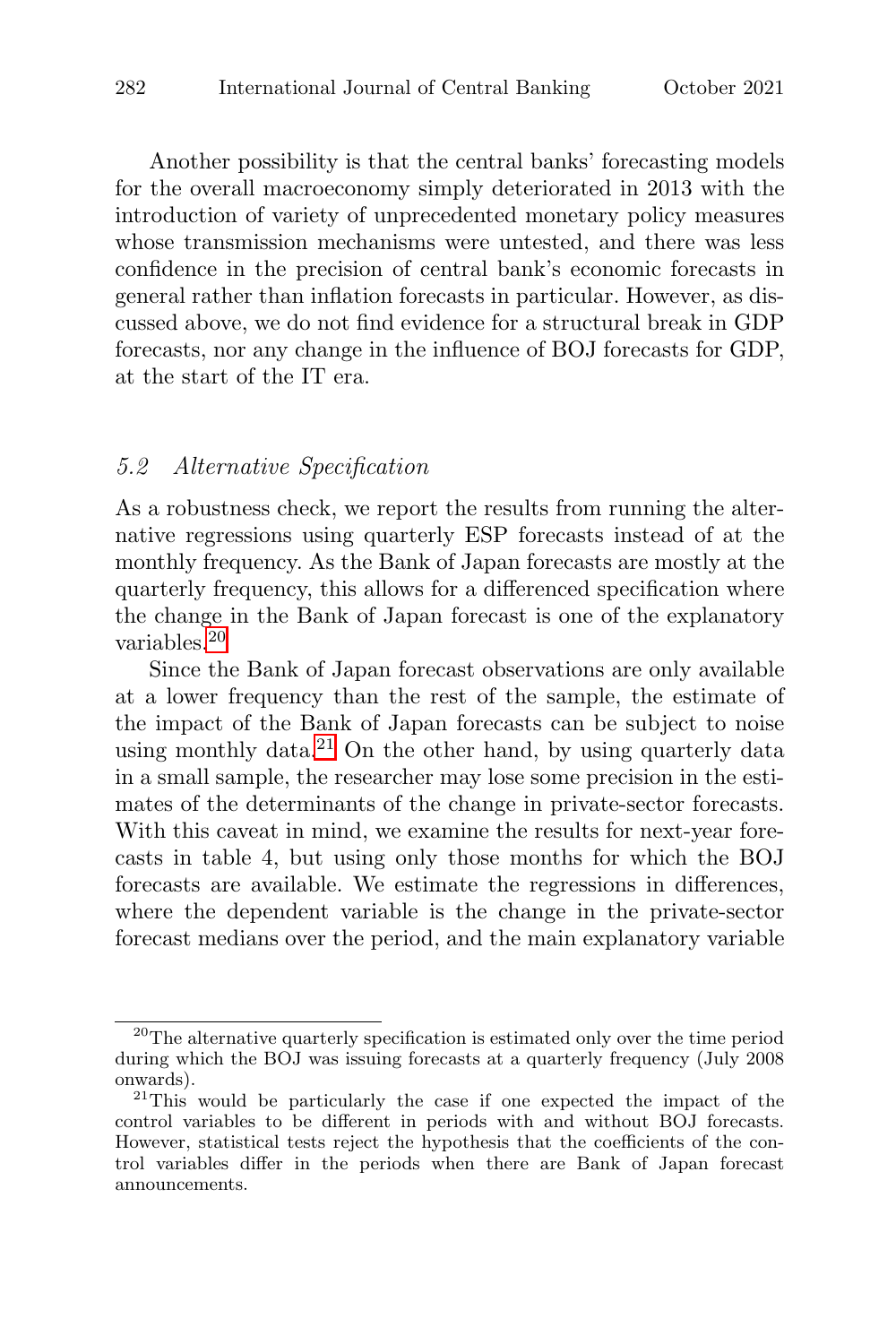Another possibility is that the central banks' forecasting models for the overall macroeconomy simply deteriorated in 2013 with the introduction of variety of unprecedented monetary policy measures whose transmission mechanisms were untested, and there was less confidence in the precision of central bank's economic forecasts in general rather than inflation forecasts in particular. However, as discussed above, we do not find evidence for a structural break in GDP forecasts, nor any change in the influence of BOJ forecasts for GDP, at the start of the IT era.

### *5.2 Alternative Specification*

As a robustness check, we report the results from running the alternative regressions using quarterly ESP forecasts instead of at the monthly frequency. As the Bank of Japan forecasts are mostly at the quarterly frequency, this allows for a differenced specification where the change in the Bank of Japan forecast is one of the explanatory variables.[20]

Since the Bank of Japan forecast observations are only available at a lower frequency than the rest of the sample, the estimate of the impact of the Bank of Japan forecasts can be subject to noise using monthly data.[21] On the other hand, by using quarterly data in a small sample, the researcher may lose some precision in the estimates of the determinants of the change in private-sector forecasts. With this caveat in mind, we examine the results for next-year forecasts in table 4, but using only those months for which the BOJ forecasts are available. We estimate the regressions in differences, where the dependent variable is the change in the private-sector forecast medians over the period, and the main explanatory variable

---

[20] The alternative quarterly specification is estimated only over the time period during which the BOJ was issuing forecasts at a quarterly frequency (July 2008 onwards).

[21] This would be particularly the case if one expected the impact of the control variables to be different in periods with and without BOJ forecasts. However, statistical tests reject the hypothesis that the coefficients of the control variables differ in the periods when there are Bank of Japan forecast announcements.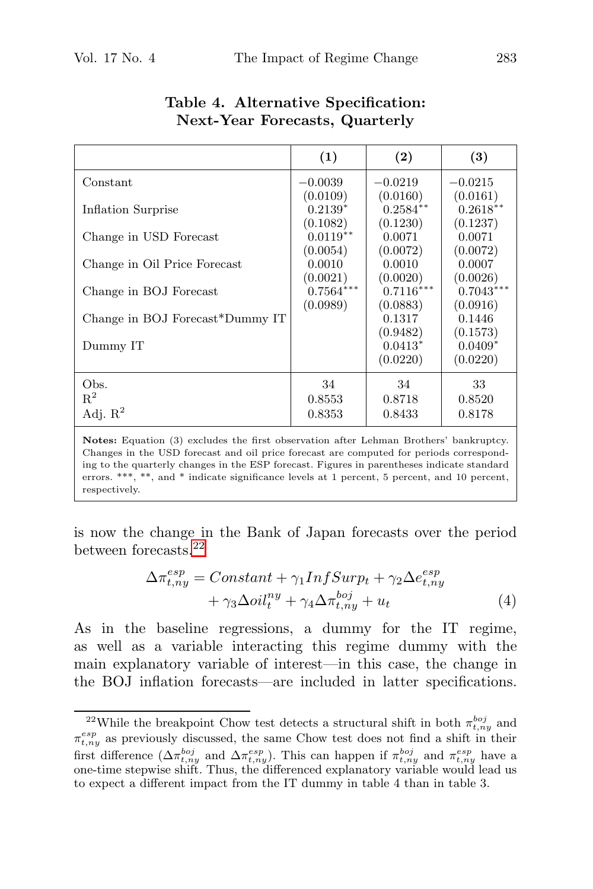**Table 4. Alternative Specification: Next-Year Forecasts, Quarterly**

| | (1) | (2) | (3) |
|---|---|---|---|
| Constant | −0.0039 | −0.0219 | −0.0215 |
| | (0.0109) | (0.0160) | (0.0161) |
| Inflation Surprise | 0.2139* | 0.2584** | 0.2618** |
| | (0.1082) | (0.1230) | (0.1237) |
| Change in USD Forecast | 0.0119** | 0.0071 | 0.0071 |
| | (0.0054) | (0.0072) | (0.0072) |
| Change in Oil Price Forecast | 0.0010 | 0.0010 | 0.0007 |
| | (0.0021) | (0.0020) | (0.0026) |
| Change in BOJ Forecast | 0.7564*** | 0.7116*** | 0.7043*** |
| | (0.0989) | (0.0883) | (0.0916) |
| Change in BOJ Forecast*Dummy IT | | 0.1317 | 0.1446 |
| | | (0.9482) | (0.1573) |
| Dummy IT | | 0.0413* | 0.0409* |
| | | (0.0220) | (0.0220) |
| Obs. | 34 | 34 | 33 |
| $R^2$ | 0.8553 | 0.8718 | 0.8520 |
| Adj. $R^2$ | 0.8353 | 0.8433 | 0.8178 |

**Notes:** Equation (3) excludes the first observation after Lehman Brothers' bankruptcy. Changes in the USD forecast and oil price forecast are computed for periods corresponding to the quarterly changes in the ESP forecast. Figures in parentheses indicate standard errors. ***, **, and * indicate significance levels at 1 percent, 5 percent, and 10 percent, respectively.

is now the change in the Bank of Japan forecasts over the period between forecasts.[22]

$$\Delta\pi^{esp}_{t,ny} = Constant + \gamma_1 InfSurp_t + \gamma_2 \Delta e^{esp}_{t,ny} + \gamma_3 \Delta oil^{ny}_t + \gamma_4 \Delta\pi^{boj}_{t,ny} + u_t \quad (4)$$

As in the baseline regressions, a dummy for the IT regime, as well as a variable interacting this regime dummy with the main explanatory variable of interest—in this case, the change in the BOJ inflation forecasts—are included in latter specifications.

[22] While the breakpoint Chow test detects a structural shift in both $\pi^{boj}_{t,ny}$ and $\pi^{esp}_{t,ny}$ as previously discussed, the same Chow test does not find a shift in their first difference ($\Delta\pi^{boj}_{t,ny}$ and $\Delta\pi^{esp}_{t,ny}$). This can happen if $\pi^{boj}_{t,ny}$ and $\pi^{esp}_{t,ny}$ have a one-time stepwise shift. Thus, the differenced explanatory variable would lead us to expect a different impact from the IT dummy in table 4 than in table 3.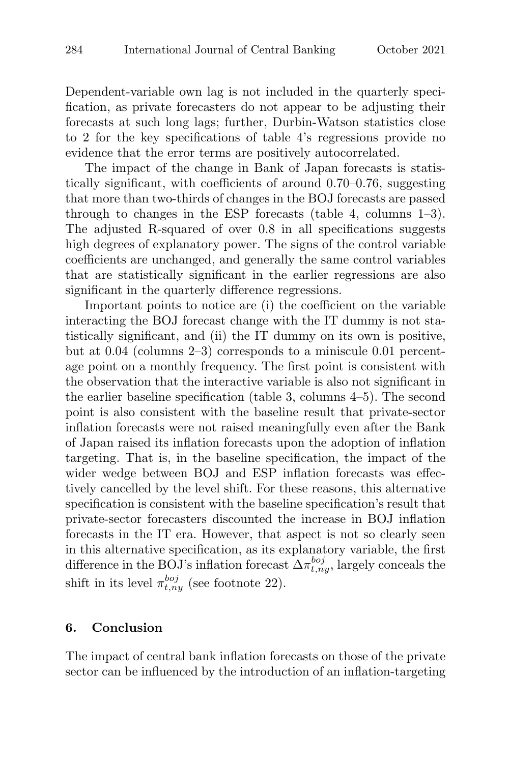Dependent-variable own lag is not included in the quarterly specification, as private forecasters do not appear to be adjusting their forecasts at such long lags; further, Durbin-Watson statistics close to 2 for the key specifications of table 4's regressions provide no evidence that the error terms are positively autocorrelated.

The impact of the change in Bank of Japan forecasts is statistically significant, with coefficients of around 0.70–0.76, suggesting that more than two-thirds of changes in the BOJ forecasts are passed through to changes in the ESP forecasts (table 4, columns 1–3). The adjusted R-squared of over 0.8 in all specifications suggests high degrees of explanatory power. The signs of the control variable coefficients are unchanged, and generally the same control variables that are statistically significant in the earlier regressions are also significant in the quarterly difference regressions.

Important points to notice are (i) the coefficient on the variable interacting the BOJ forecast change with the IT dummy is not statistically significant, and (ii) the IT dummy on its own is positive, but at 0.04 (columns 2–3) corresponds to a miniscule 0.01 percentage point on a monthly frequency. The first point is consistent with the observation that the interactive variable is also not significant in the earlier baseline specification (table 3, columns 4–5). The second point is also consistent with the baseline result that private-sector inflation forecasts were not raised meaningfully even after the Bank of Japan raised its inflation forecasts upon the adoption of inflation targeting. That is, in the baseline specification, the impact of the wider wedge between BOJ and ESP inflation forecasts was effectively cancelled by the level shift. For these reasons, this alternative specification is consistent with the baseline specification's result that private-sector forecasters discounted the increase in BOJ inflation forecasts in the IT era. However, that aspect is not so clearly seen in this alternative specification, as its explanatory variable, the first difference in the BOJ's inflation forecast $\Delta\pi^{boj}_{t,ny}$, largely conceals the shift in its level $\pi^{boj}_{t,ny}$ (see footnote 22).

## 6. Conclusion

The impact of central bank inflation forecasts on those of the private sector can be influenced by the introduction of an inflation-targeting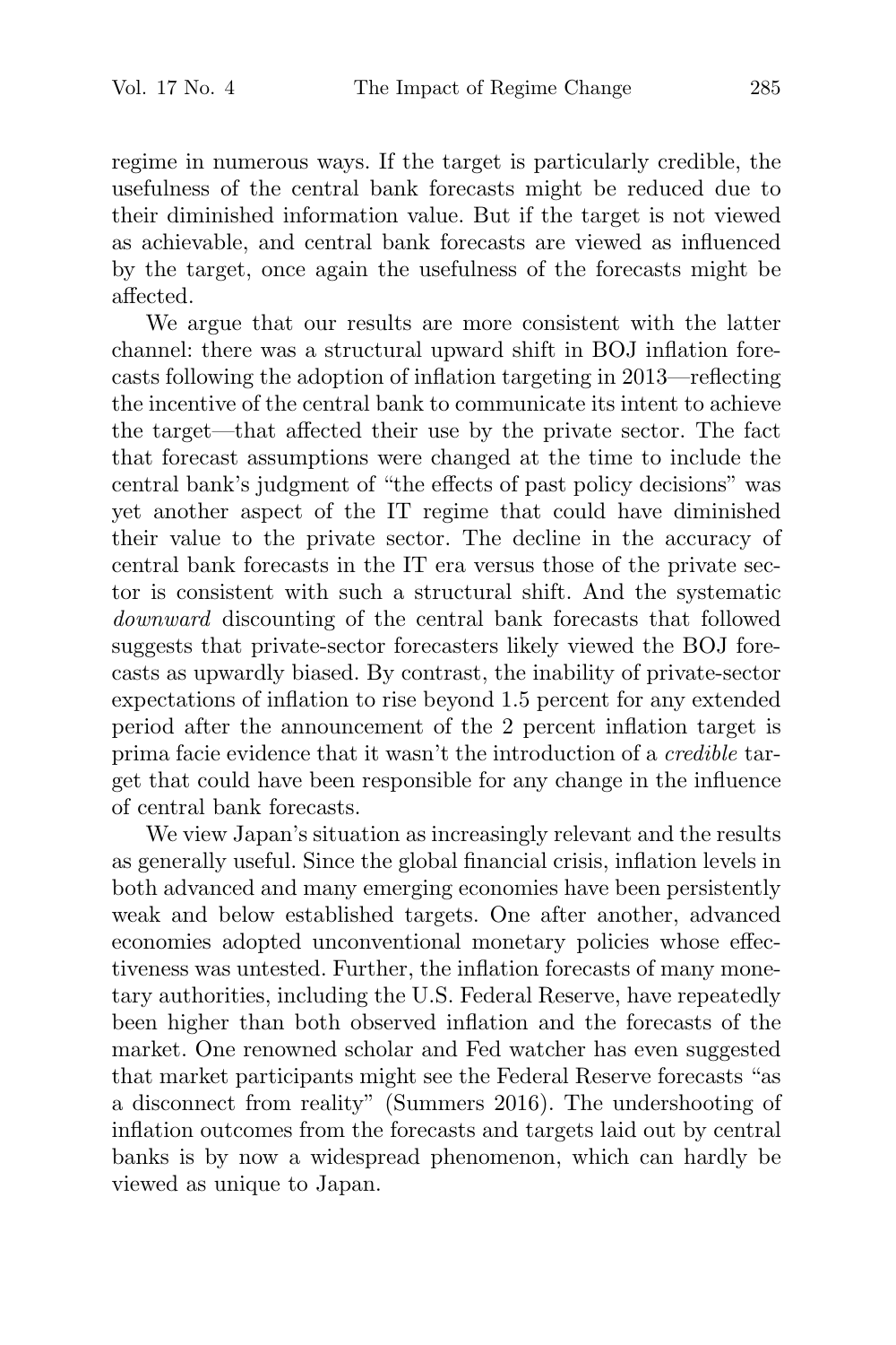regime in numerous ways. If the target is particularly credible, the usefulness of the central bank forecasts might be reduced due to their diminished information value. But if the target is not viewed as achievable, and central bank forecasts are viewed as influenced by the target, once again the usefulness of the forecasts might be affected.

We argue that our results are more consistent with the latter channel: there was a structural upward shift in BOJ inflation forecasts following the adoption of inflation targeting in 2013—reflecting the incentive of the central bank to communicate its intent to achieve the target—that affected their use by the private sector. The fact that forecast assumptions were changed at the time to include the central bank's judgment of "the effects of past policy decisions" was yet another aspect of the IT regime that could have diminished their value to the private sector. The decline in the accuracy of central bank forecasts in the IT era versus those of the private sector is consistent with such a structural shift. And the systematic *downward* discounting of the central bank forecasts that followed suggests that private-sector forecasters likely viewed the BOJ forecasts as upwardly biased. By contrast, the inability of private-sector expectations of inflation to rise beyond 1.5 percent for any extended period after the announcement of the 2 percent inflation target is prima facie evidence that it wasn't the introduction of a *credible* target that could have been responsible for any change in the influence of central bank forecasts.

We view Japan's situation as increasingly relevant and the results as generally useful. Since the global financial crisis, inflation levels in both advanced and many emerging economies have been persistently weak and below established targets. One after another, advanced economies adopted unconventional monetary policies whose effectiveness was untested. Further, the inflation forecasts of many monetary authorities, including the U.S. Federal Reserve, have repeatedly been higher than both observed inflation and the forecasts of the market. One renowned scholar and Fed watcher has even suggested that market participants might see the Federal Reserve forecasts "as a disconnect from reality" (Summers 2016). The undershooting of inflation outcomes from the forecasts and targets laid out by central banks is by now a widespread phenomenon, which can hardly be viewed as unique to Japan.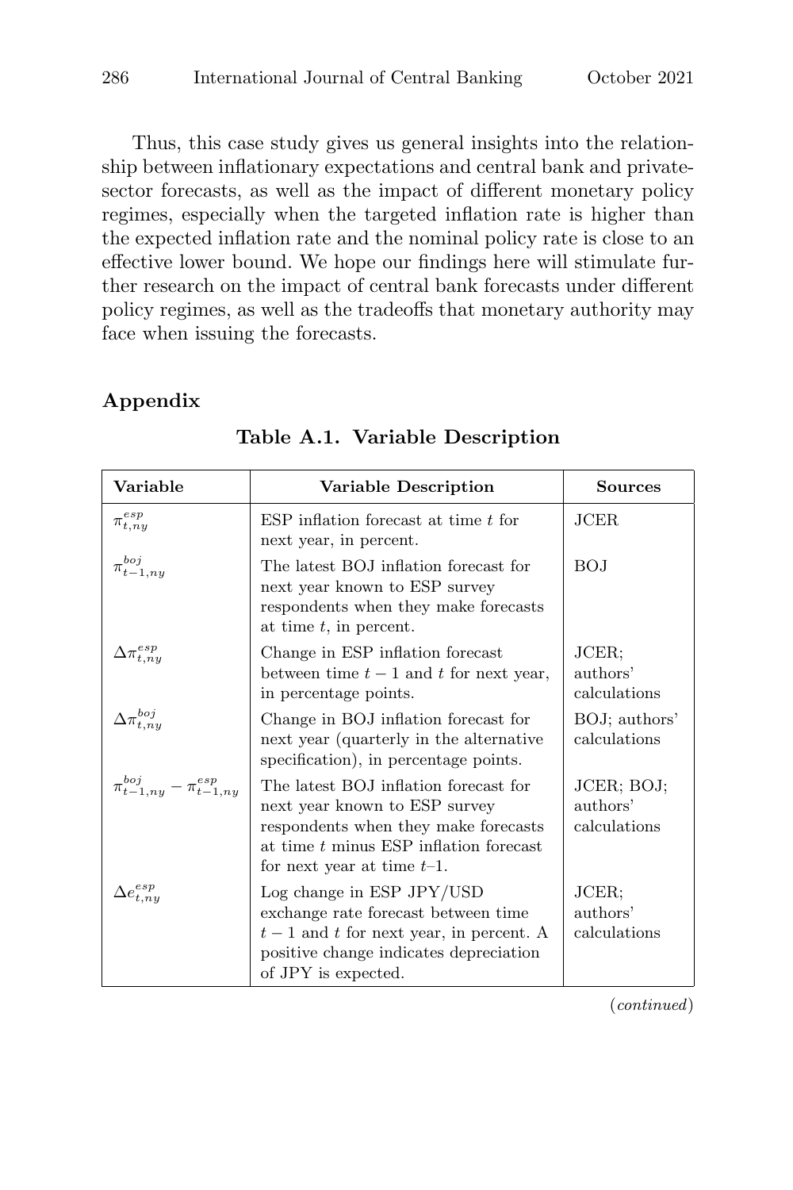Thus, this case study gives us general insights into the relationship between inflationary expectations and central bank and private-sector forecasts, as well as the impact of different monetary policy regimes, especially when the targeted inflation rate is higher than the expected inflation rate and the nominal policy rate is close to an effective lower bound. We hope our findings here will stimulate further research on the impact of central bank forecasts under different policy regimes, as well as the tradeoffs that monetary authority may face when issuing the forecasts.

## Appendix

**Table A.1. Variable Description**

| Variable | Variable Description | Sources |
|---|---|---|
| $\pi^{esp}_{t,ny}$ | ESP inflation forecast at time $t$ for next year, in percent. | JCER |
| $\pi^{boj}_{t-1,ny}$ | The latest BOJ inflation forecast for next year known to ESP survey respondents when they make forecasts at time $t$, in percent. | BOJ |
| $\Delta\pi^{esp}_{t,ny}$ | Change in ESP inflation forecast between time $t-1$ and $t$ for next year, in percentage points. | JCER; authors' calculations |
| $\Delta\pi^{boj}_{t,ny}$ | Change in BOJ inflation forecast for next year (quarterly in the alternative specification), in percentage points. | BOJ; authors' calculations |
| $\pi^{boj}_{t-1,ny} - \pi^{esp}_{t-1,ny}$ | The latest BOJ inflation forecast for next year known to ESP survey respondents when they make forecasts at time $t$ minus ESP inflation forecast for next year at time $t$–1. | JCER; BOJ; authors' calculations |
| $\Delta e^{esp}_{t,ny}$ | Log change in ESP JPY/USD exchange rate forecast between time $t-1$ and $t$ for next year, in percent. A positive change indicates depreciation of JPY is expected. | JCER; authors' calculations |

(*continued*)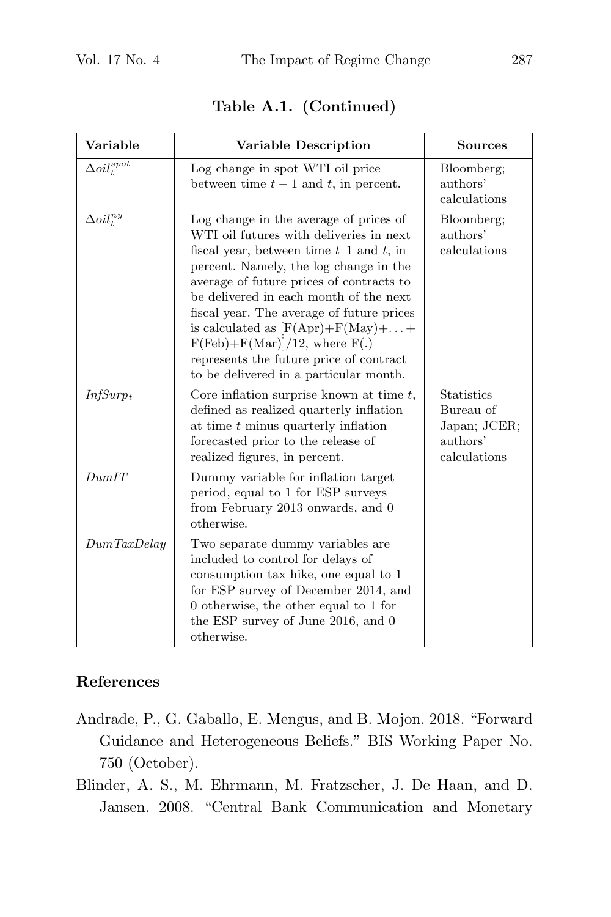**Table A.1. (Continued)**

| Variable | Variable Description | Sources |
|---|---|---|
| $\Delta oil_t^{spot}$ | Log change in spot WTI oil price between time $t-1$ and $t$, in percent. | Bloomberg; authors' calculations |
| $\Delta oil_t^{ny}$ | Log change in the average of prices of WTI oil futures with deliveries in next fiscal year, between time $t$–1 and $t$, in percent. Namely, the log change in the average of future prices of contracts to be delivered in each month of the next fiscal year. The average of future prices is calculated as [F(Apr)+F(May)+...+F(Feb)+F(Mar)]/12, where F(.) represents the future price of contract to be delivered in a particular month. | Bloomberg; authors' calculations |
| $InfSurp_t$ | Core inflation surprise known at time $t$, defined as realized quarterly inflation at time $t$ minus quarterly inflation forecasted prior to the release of realized figures, in percent. | Statistics Bureau of Japan; JCER; authors' calculations |
| $DumIT$ | Dummy variable for inflation target period, equal to 1 for ESP surveys from February 2013 onwards, and 0 otherwise. | |
| $DumTaxDelay$ | Two separate dummy variables are included to control for delays of consumption tax hike, one equal to 1 for ESP survey of December 2014, and 0 otherwise, the other equal to 1 for the ESP survey of June 2016, and 0 otherwise. | |

## References

Andrade, P., G. Gaballo, E. Mengus, and B. Mojon. 2018. "Forward Guidance and Heterogeneous Beliefs." BIS Working Paper No. 750 (October).

Blinder, A. S., M. Ehrmann, M. Fratzscher, J. De Haan, and D. Jansen. 2008. "Central Bank Communication and Monetary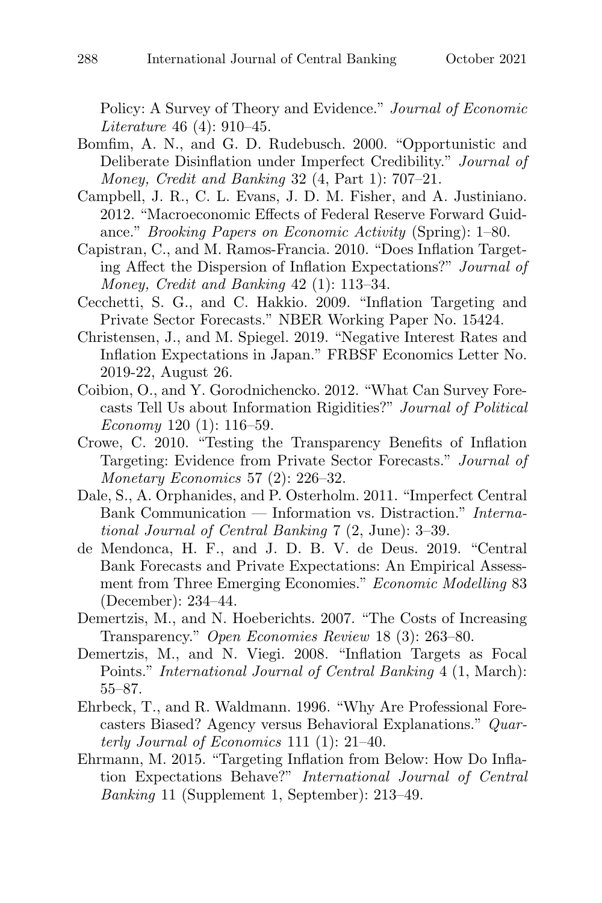Policy: A Survey of Theory and Evidence." *Journal of Economic Literature* 46 (4): 910–45.

Bomfim, A. N., and G. D. Rudebusch. 2000. "Opportunistic and Deliberate Disinflation under Imperfect Credibility." *Journal of Money, Credit and Banking* 32 (4, Part 1): 707–21.

Campbell, J. R., C. L. Evans, J. D. M. Fisher, and A. Justiniano. 2012. "Macroeconomic Effects of Federal Reserve Forward Guidance." *Brooking Papers on Economic Activity* (Spring): 1–80.

Capistran, C., and M. Ramos-Francia. 2010. "Does Inflation Targeting Affect the Dispersion of Inflation Expectations?" *Journal of Money, Credit and Banking* 42 (1): 113–34.

Cecchetti, S. G., and C. Hakkio. 2009. "Inflation Targeting and Private Sector Forecasts." NBER Working Paper No. 15424.

Christensen, J., and M. Spiegel. 2019. "Negative Interest Rates and Inflation Expectations in Japan." FRBSF Economics Letter No. 2019-22, August 26.

Coibion, O., and Y. Gorodnichencko. 2012. "What Can Survey Forecasts Tell Us about Information Rigidities?" *Journal of Political Economy* 120 (1): 116–59.

Crowe, C. 2010. "Testing the Transparency Benefits of Inflation Targeting: Evidence from Private Sector Forecasts." *Journal of Monetary Economics* 57 (2): 226–32.

Dale, S., A. Orphanides, and P. Osterholm. 2011. "Imperfect Central Bank Communication — Information vs. Distraction." *International Journal of Central Banking* 7 (2, June): 3–39.

de Mendonca, H. F., and J. D. B. V. de Deus. 2019. "Central Bank Forecasts and Private Expectations: An Empirical Assessment from Three Emerging Economies." *Economic Modelling* 83 (December): 234–44.

Demertzis, M., and N. Hoeberichts. 2007. "The Costs of Increasing Transparency." *Open Economies Review* 18 (3): 263–80.

Demertzis, M., and N. Viegi. 2008. "Inflation Targets as Focal Points." *International Journal of Central Banking* 4 (1, March): 55–87.

Ehrbeck, T., and R. Waldmann. 1996. "Why Are Professional Forecasters Biased? Agency versus Behavioral Explanations." *Quarterly Journal of Economics* 111 (1): 21–40.

Ehrmann, M. 2015. "Targeting Inflation from Below: How Do Inflation Expectations Behave?" *International Journal of Central Banking* 11 (Supplement 1, September): 213–49.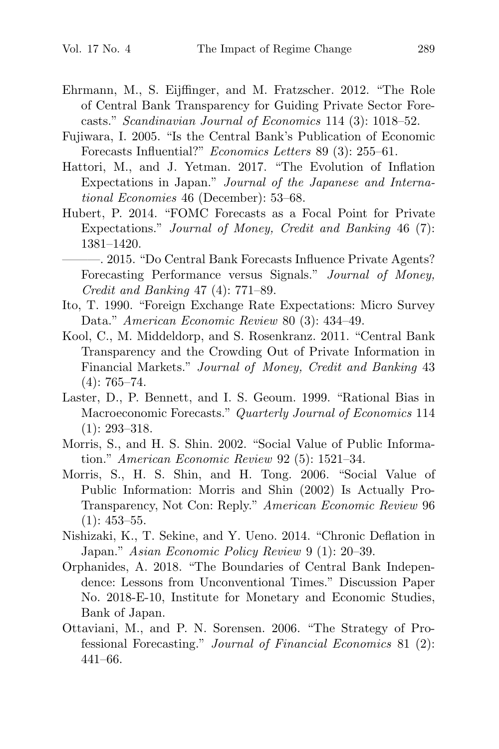Ehrmann, M., S. Eijffinger, and M. Fratzscher. 2012. "The Role of Central Bank Transparency for Guiding Private Sector Forecasts." *Scandinavian Journal of Economics* 114 (3): 1018–52.

Fujiwara, I. 2005. "Is the Central Bank's Publication of Economic Forecasts Influential?" *Economics Letters* 89 (3): 255–61.

Hattori, M., and J. Yetman. 2017. "The Evolution of Inflation Expectations in Japan." *Journal of the Japanese and International Economies* 46 (December): 53–68.

Hubert, P. 2014. "FOMC Forecasts as a Focal Point for Private Expectations." *Journal of Money, Credit and Banking* 46 (7): 1381–1420.

———. 2015. "Do Central Bank Forecasts Influence Private Agents? Forecasting Performance versus Signals." *Journal of Money, Credit and Banking* 47 (4): 771–89.

Ito, T. 1990. "Foreign Exchange Rate Expectations: Micro Survey Data." *American Economic Review* 80 (3): 434–49.

Kool, C., M. Middeldorp, and S. Rosenkranz. 2011. "Central Bank Transparency and the Crowding Out of Private Information in Financial Markets." *Journal of Money, Credit and Banking* 43 (4): 765–74.

Laster, D., P. Bennett, and I. S. Geoum. 1999. "Rational Bias in Macroeconomic Forecasts." *Quarterly Journal of Economics* 114 (1): 293–318.

Morris, S., and H. S. Shin. 2002. "Social Value of Public Information." *American Economic Review* 92 (5): 1521–34.

Morris, S., H. S. Shin, and H. Tong. 2006. "Social Value of Public Information: Morris and Shin (2002) Is Actually Pro-Transparency, Not Con: Reply." *American Economic Review* 96 (1): 453–55.

Nishizaki, K., T. Sekine, and Y. Ueno. 2014. "Chronic Deflation in Japan." *Asian Economic Policy Review* 9 (1): 20–39.

Orphanides, A. 2018. "The Boundaries of Central Bank Independence: Lessons from Unconventional Times." Discussion Paper No. 2018-E-10, Institute for Monetary and Economic Studies, Bank of Japan.

Ottaviani, M., and P. N. Sorensen. 2006. "The Strategy of Professional Forecasting." *Journal of Financial Economics* 81 (2): 441–66.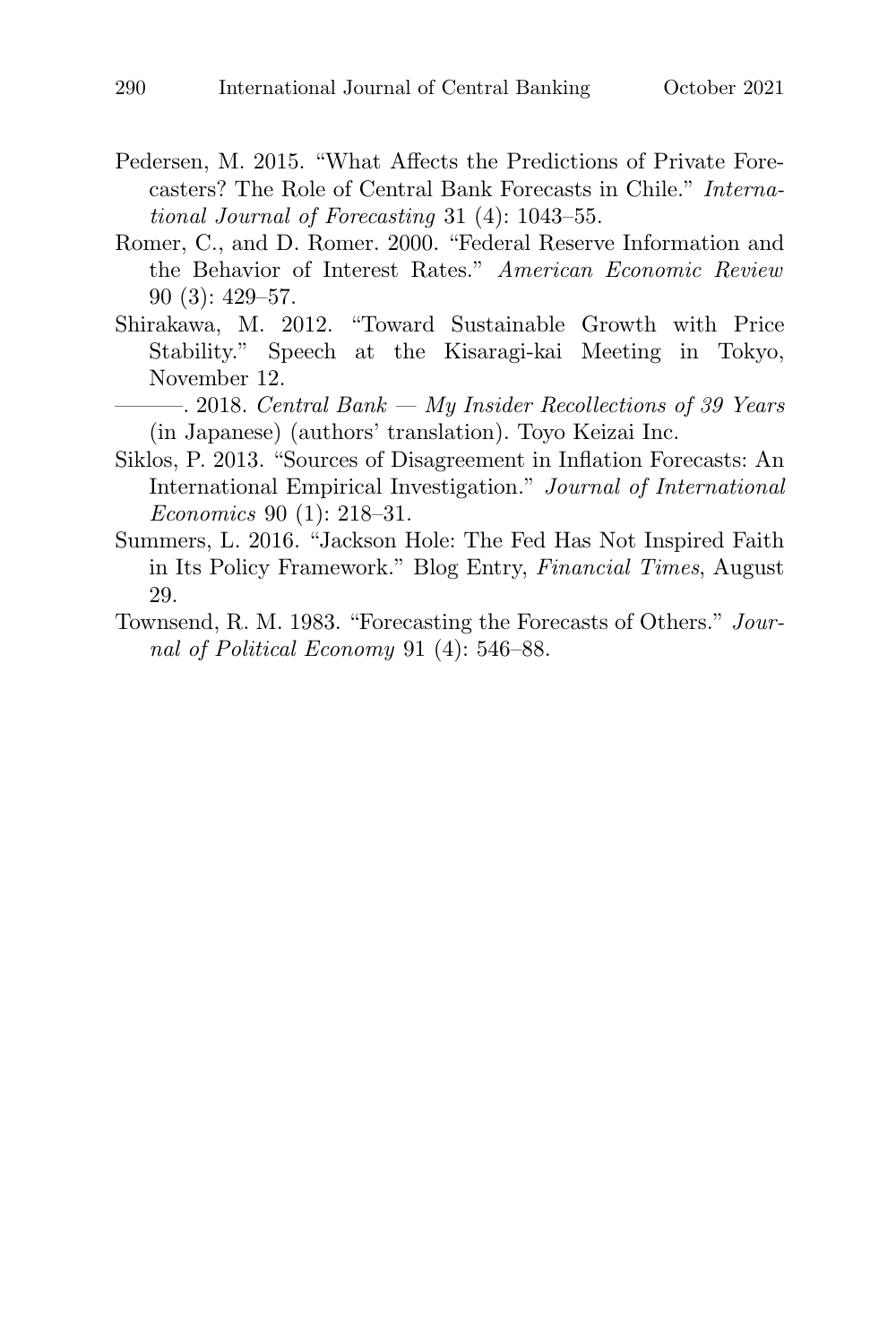Pedersen, M. 2015. "What Affects the Predictions of Private Forecasters? The Role of Central Bank Forecasts in Chile." *International Journal of Forecasting* 31 (4): 1043–55.

Romer, C., and D. Romer. 2000. "Federal Reserve Information and the Behavior of Interest Rates." *American Economic Review* 90 (3): 429–57.

Shirakawa, M. 2012. "Toward Sustainable Growth with Price Stability." Speech at the Kisaragi-kai Meeting in Tokyo, November 12.

———. 2018. *Central Bank — My Insider Recollections of 39 Years* (in Japanese) (authors' translation). Toyo Keizai Inc.

Siklos, P. 2013. "Sources of Disagreement in Inflation Forecasts: An International Empirical Investigation." *Journal of International Economics* 90 (1): 218–31.

Summers, L. 2016. "Jackson Hole: The Fed Has Not Inspired Faith in Its Policy Framework." Blog Entry, *Financial Times*, August 29.

Townsend, R. M. 1983. "Forecasting the Forecasts of Others." *Journal of Political Economy* 91 (4): 546–88.